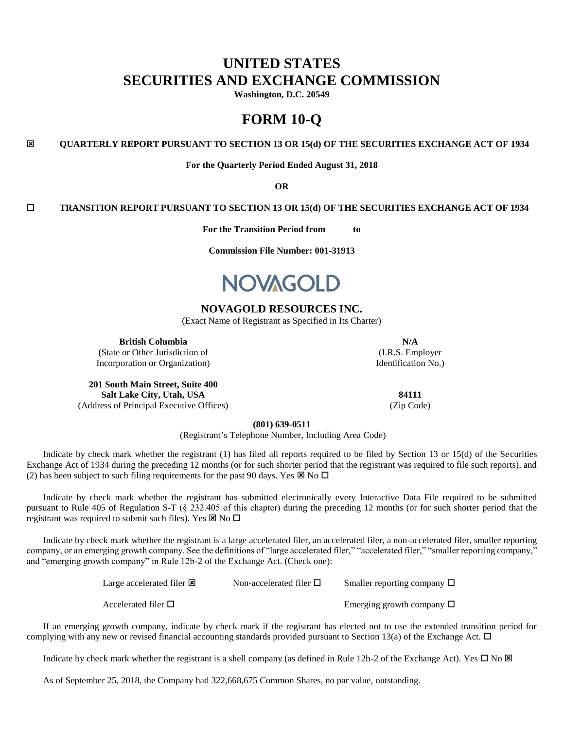# UNITED STATES
# SECURITIES AND EXCHANGE COMMISSION

**Washington, D.C. 20549**

# FORM 10-Q

☒ **QUARTERLY REPORT PURSUANT TO SECTION 13 OR 15(d) OF THE SECURITIES EXCHANGE ACT OF 1934**

**For the Quarterly Period Ended August 31, 2018**

**OR**

☐ **TRANSITION REPORT PURSUANT TO SECTION 13 OR 15(d) OF THE SECURITIES EXCHANGE ACT OF 1934**

**For the Transition Period from to**

**Commission File Number: 001-31913**

NOVAGOLD

## NOVAGOLD RESOURCES INC.

(Exact Name of Registrant as Specified in Its Charter)

| **British Columbia** | **N/A** |
|---|---|
| (State or Other Jurisdiction of Incorporation or Organization) | (I.R.S. Employer Identification No.) |
| **201 South Main Street, Suite 400** **Salt Lake City, Utah, USA** | **84111** |
| (Address of Principal Executive Offices) | (Zip Code) |

**(801) 639-0511**

(Registrant's Telephone Number, Including Area Code)

Indicate by check mark whether the registrant (1) has filed all reports required to be filed by Section 13 or 15(d) of the Securities Exchange Act of 1934 during the preceding 12 months (or for such shorter period that the registrant was required to file such reports), and (2) has been subject to such filing requirements for the past 90 days. Yes ☒ No ☐

Indicate by check mark whether the registrant has submitted electronically every Interactive Data File required to be submitted pursuant to Rule 405 of Regulation S-T (§ 232.405 of this chapter) during the preceding 12 months (or for such shorter period that the registrant was required to submit such files). Yes ☒ No ☐

Indicate by check mark whether the registrant is a large accelerated filer, an accelerated filer, a non-accelerated filer, smaller reporting company, or an emerging growth company. See the definitions of "large accelerated filer," "accelerated filer," "smaller reporting company," and "emerging growth company" in Rule 12b-2 of the Exchange Act. (Check one):

| | | |
|---|---|---|
| Large accelerated filer ☒ | Non-accelerated filer ☐ | Smaller reporting company ☐ |
| Accelerated filer ☐ | | Emerging growth company ☐ |

If an emerging growth company, indicate by check mark if the registrant has elected not to use the extended transition period for complying with any new or revised financial accounting standards provided pursuant to Section 13(a) of the Exchange Act. ☐

Indicate by check mark whether the registrant is a shell company (as defined in Rule 12b-2 of the Exchange Act). Yes ☐ No ☒

As of September 25, 2018, the Company had 322,668,675 Common Shares, no par value, outstanding.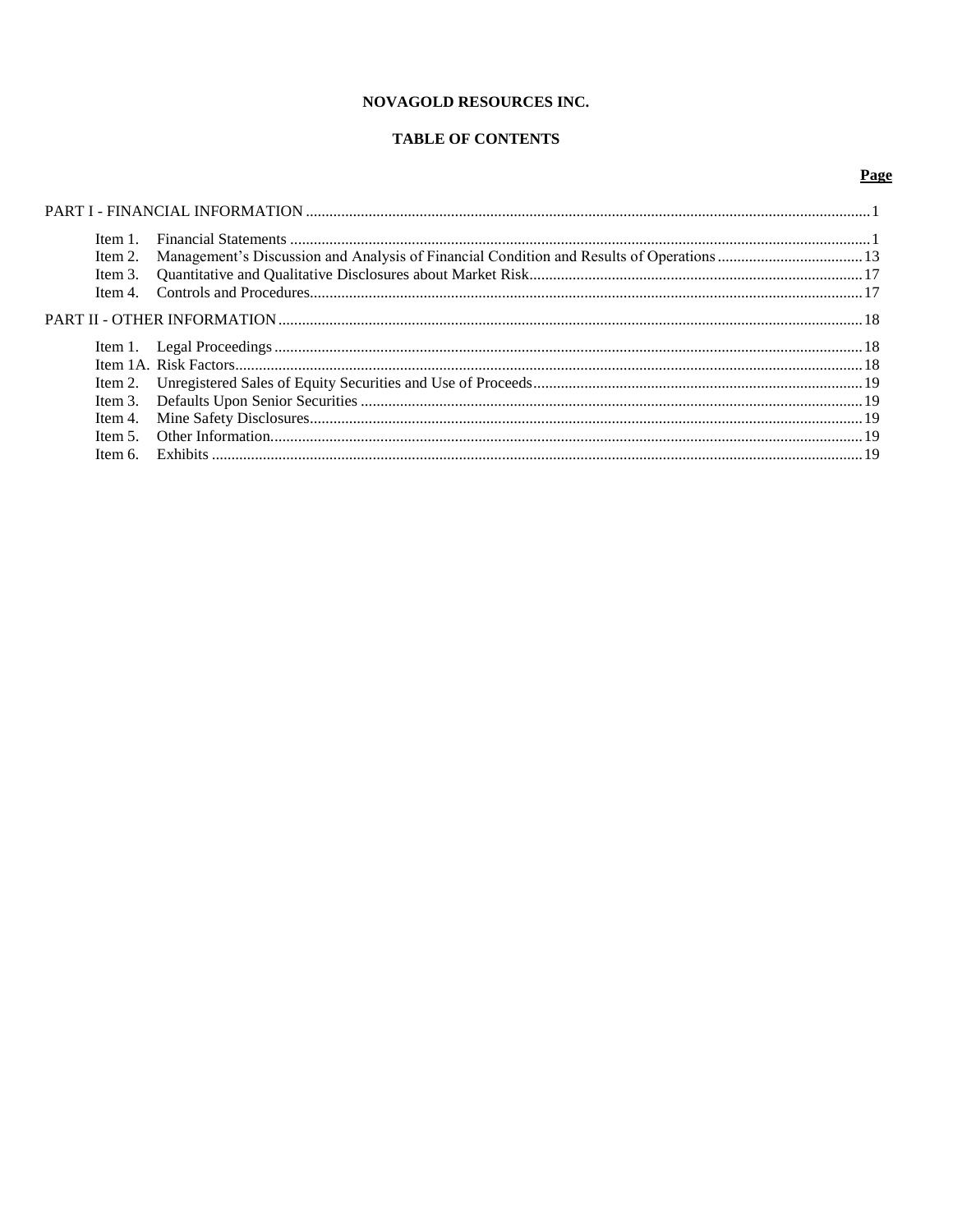**NOVAGOLD RESOURCES INC.**

**TABLE OF CONTENTS**

| | | Page |
|---|---|---|
| PART I - FINANCIAL INFORMATION | | 1 |
| Item 1. | Financial Statements | 1 |
| Item 2. | Management's Discussion and Analysis of Financial Condition and Results of Operations | 13 |
| Item 3. | Quantitative and Qualitative Disclosures about Market Risk | 17 |
| Item 4. | Controls and Procedures | 17 |
| PART II - OTHER INFORMATION | | 18 |
| Item 1. | Legal Proceedings | 18 |
| Item 1A. | Risk Factors | 18 |
| Item 2. | Unregistered Sales of Equity Securities and Use of Proceeds | 19 |
| Item 3. | Defaults Upon Senior Securities | 19 |
| Item 4. | Mine Safety Disclosures | 19 |
| Item 5. | Other Information | 19 |
| Item 6. | Exhibits | 19 |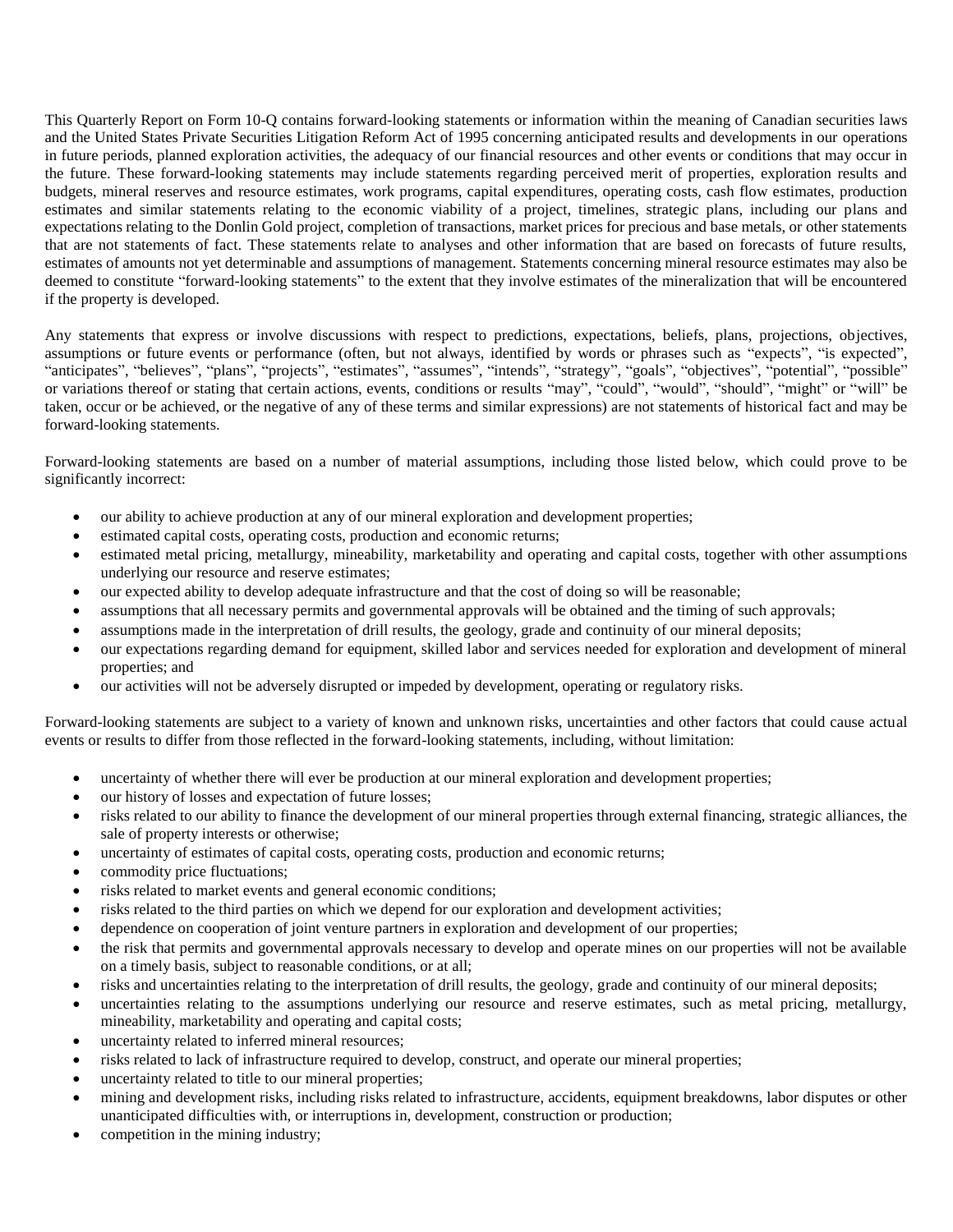This Quarterly Report on Form 10-Q contains forward-looking statements or information within the meaning of Canadian securities laws and the United States Private Securities Litigation Reform Act of 1995 concerning anticipated results and developments in our operations in future periods, planned exploration activities, the adequacy of our financial resources and other events or conditions that may occur in the future. These forward-looking statements may include statements regarding perceived merit of properties, exploration results and budgets, mineral reserves and resource estimates, work programs, capital expenditures, operating costs, cash flow estimates, production estimates and similar statements relating to the economic viability of a project, timelines, strategic plans, including our plans and expectations relating to the Donlin Gold project, completion of transactions, market prices for precious and base metals, or other statements that are not statements of fact. These statements relate to analyses and other information that are based on forecasts of future results, estimates of amounts not yet determinable and assumptions of management. Statements concerning mineral resource estimates may also be deemed to constitute "forward-looking statements" to the extent that they involve estimates of the mineralization that will be encountered if the property is developed.

Any statements that express or involve discussions with respect to predictions, expectations, beliefs, plans, projections, objectives, assumptions or future events or performance (often, but not always, identified by words or phrases such as "expects", "is expected", "anticipates", "believes", "plans", "projects", "estimates", "assumes", "intends", "strategy", "goals", "objectives", "potential", "possible" or variations thereof or stating that certain actions, events, conditions or results "may", "could", "would", "should", "might" or "will" be taken, occur or be achieved, or the negative of any of these terms and similar expressions) are not statements of historical fact and may be forward-looking statements.

Forward-looking statements are based on a number of material assumptions, including those listed below, which could prove to be significantly incorrect:

- our ability to achieve production at any of our mineral exploration and development properties;
- estimated capital costs, operating costs, production and economic returns;
- estimated metal pricing, metallurgy, mineability, marketability and operating and capital costs, together with other assumptions underlying our resource and reserve estimates;
- our expected ability to develop adequate infrastructure and that the cost of doing so will be reasonable;
- assumptions that all necessary permits and governmental approvals will be obtained and the timing of such approvals;
- assumptions made in the interpretation of drill results, the geology, grade and continuity of our mineral deposits;
- our expectations regarding demand for equipment, skilled labor and services needed for exploration and development of mineral properties; and
- our activities will not be adversely disrupted or impeded by development, operating or regulatory risks.

Forward-looking statements are subject to a variety of known and unknown risks, uncertainties and other factors that could cause actual events or results to differ from those reflected in the forward-looking statements, including, without limitation:

- uncertainty of whether there will ever be production at our mineral exploration and development properties;
- our history of losses and expectation of future losses;
- risks related to our ability to finance the development of our mineral properties through external financing, strategic alliances, the sale of property interests or otherwise;
- uncertainty of estimates of capital costs, operating costs, production and economic returns;
- commodity price fluctuations;
- risks related to market events and general economic conditions;
- risks related to the third parties on which we depend for our exploration and development activities;
- dependence on cooperation of joint venture partners in exploration and development of our properties;
- the risk that permits and governmental approvals necessary to develop and operate mines on our properties will not be available on a timely basis, subject to reasonable conditions, or at all;
- risks and uncertainties relating to the interpretation of drill results, the geology, grade and continuity of our mineral deposits;
- uncertainties relating to the assumptions underlying our resource and reserve estimates, such as metal pricing, metallurgy, mineability, marketability and operating and capital costs;
- uncertainty related to inferred mineral resources;
- risks related to lack of infrastructure required to develop, construct, and operate our mineral properties;
- uncertainty related to title to our mineral properties;
- mining and development risks, including risks related to infrastructure, accidents, equipment breakdowns, labor disputes or other unanticipated difficulties with, or interruptions in, development, construction or production;
- competition in the mining industry;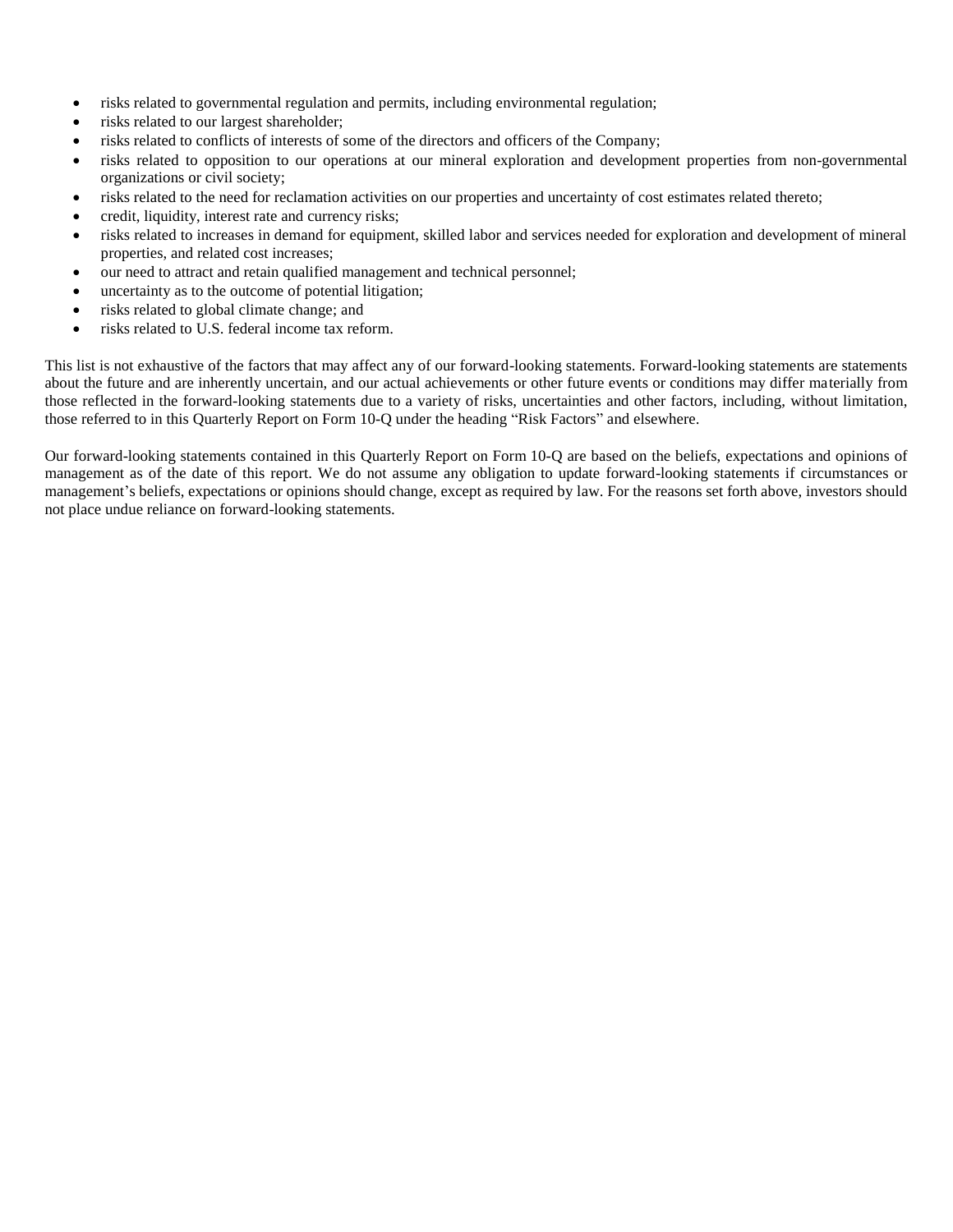- risks related to governmental regulation and permits, including environmental regulation;
- risks related to our largest shareholder;
- risks related to conflicts of interests of some of the directors and officers of the Company;
- risks related to opposition to our operations at our mineral exploration and development properties from non-governmental organizations or civil society;
- risks related to the need for reclamation activities on our properties and uncertainty of cost estimates related thereto;
- credit, liquidity, interest rate and currency risks;
- risks related to increases in demand for equipment, skilled labor and services needed for exploration and development of mineral properties, and related cost increases;
- our need to attract and retain qualified management and technical personnel;
- uncertainty as to the outcome of potential litigation;
- risks related to global climate change; and
- risks related to U.S. federal income tax reform.

This list is not exhaustive of the factors that may affect any of our forward-looking statements. Forward-looking statements are statements about the future and are inherently uncertain, and our actual achievements or other future events or conditions may differ materially from those reflected in the forward-looking statements due to a variety of risks, uncertainties and other factors, including, without limitation, those referred to in this Quarterly Report on Form 10-Q under the heading "Risk Factors" and elsewhere.

Our forward-looking statements contained in this Quarterly Report on Form 10-Q are based on the beliefs, expectations and opinions of management as of the date of this report. We do not assume any obligation to update forward-looking statements if circumstances or management's beliefs, expectations or opinions should change, except as required by law. For the reasons set forth above, investors should not place undue reliance on forward-looking statements.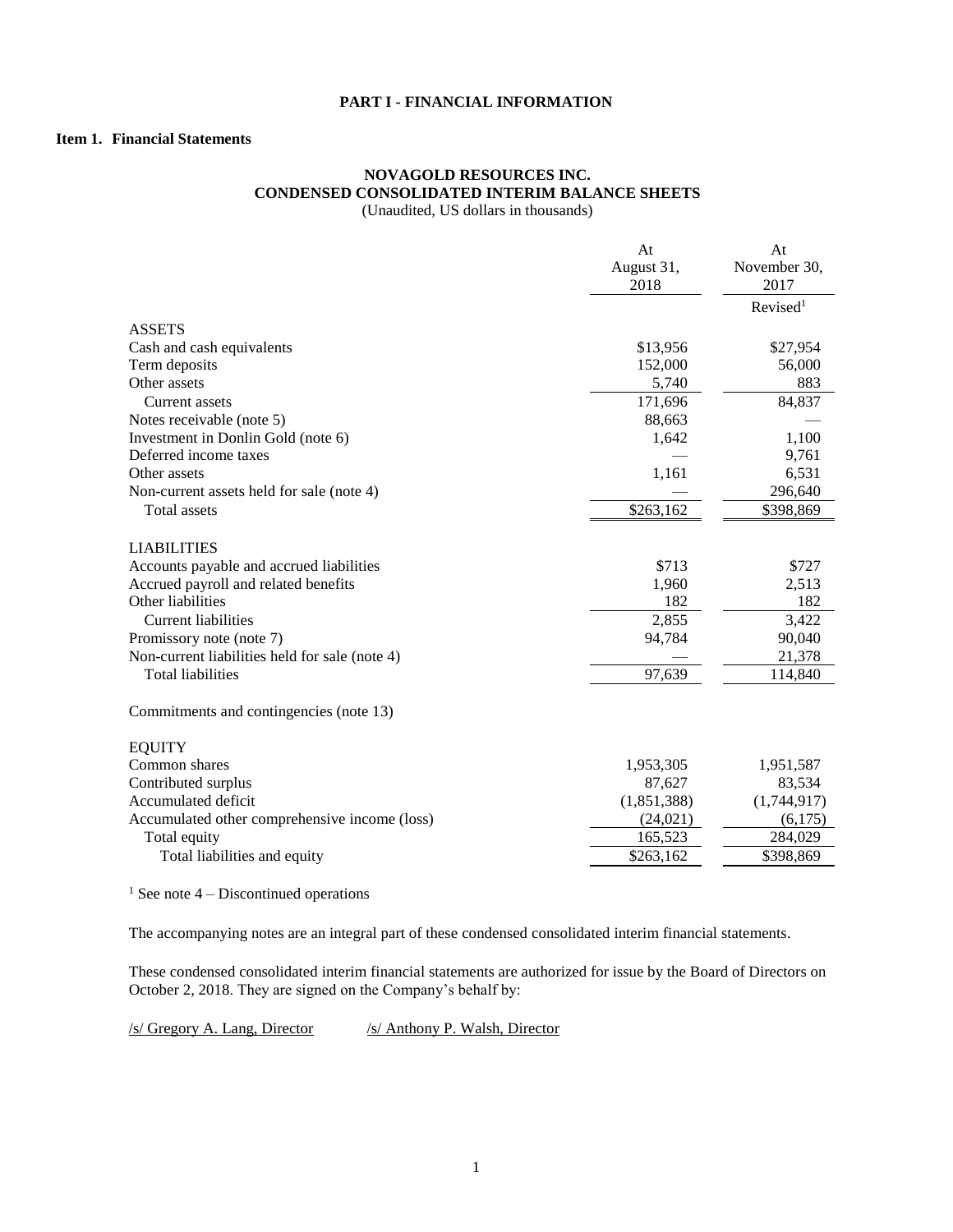# PART I - FINANCIAL INFORMATION

## Item 1. Financial Statements

### NOVAGOLD RESOURCES INC.
### CONDENSED CONSOLIDATED INTERIM BALANCE SHEETS
(Unaudited, US dollars in thousands)

| | At August 31, 2018 | At November 30, 2017 |
|---|---|---|
| | | Revised[1] |
| ASSETS | | |
| Cash and cash equivalents | \$13,956 | \$27,954 |
| Term deposits | 152,000 | 56,000 |
| Other assets | 5,740 | 883 |
| Current assets | 171,696 | 84,837 |
| Notes receivable (note 5) | 88,663 | — |
| Investment in Donlin Gold (note 6) | 1,642 | 1,100 |
| Deferred income taxes | — | 9,761 |
| Other assets | 1,161 | 6,531 |
| Non-current assets held for sale (note 4) | — | 296,640 |
| Total assets | \$263,162 | \$398,869 |
| LIABILITIES | | |
| Accounts payable and accrued liabilities | \$713 | \$727 |
| Accrued payroll and related benefits | 1,960 | 2,513 |
| Other liabilities | 182 | 182 |
| Current liabilities | 2,855 | 3,422 |
| Promissory note (note 7) | 94,784 | 90,040 |
| Non-current liabilities held for sale (note 4) | — | 21,378 |
| Total liabilities | 97,639 | 114,840 |
| Commitments and contingencies (note 13) | | |
| EQUITY | | |
| Common shares | 1,953,305 | 1,951,587 |
| Contributed surplus | 87,627 | 83,534 |
| Accumulated deficit | (1,851,388) | (1,744,917) |
| Accumulated other comprehensive income (loss) | (24,021) | (6,175) |
| Total equity | 165,523 | 284,029 |
| Total liabilities and equity | \$263,162 | \$398,869 |

[1] See note 4 – Discontinued operations

The accompanying notes are an integral part of these condensed consolidated interim financial statements.

These condensed consolidated interim financial statements are authorized for issue by the Board of Directors on October 2, 2018. They are signed on the Company's behalf by:

/s/ Gregory A. Lang, Director     /s/ Anthony P. Walsh, Director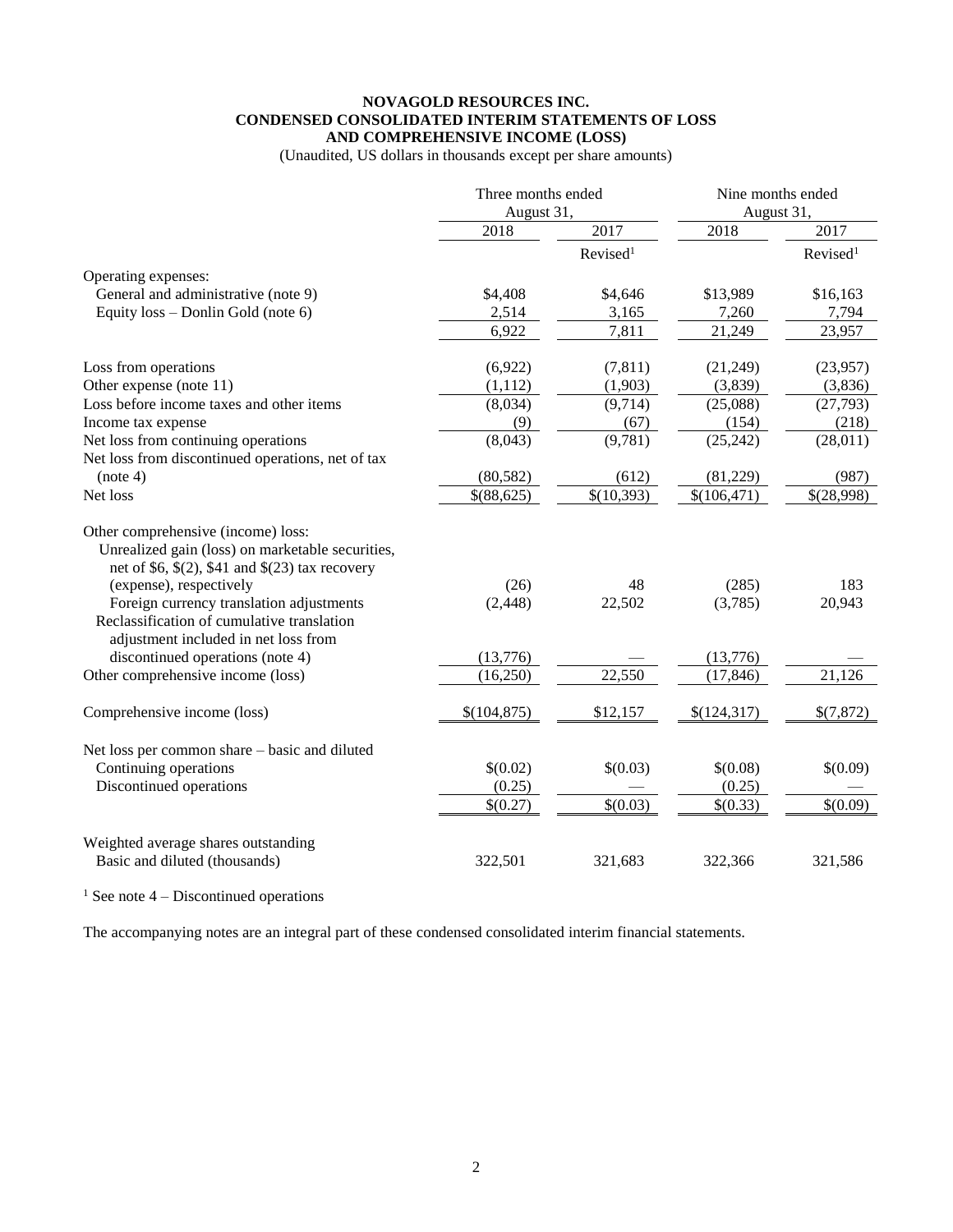**NOVAGOLD RESOURCES INC.**
**CONDENSED CONSOLIDATED INTERIM STATEMENTS OF LOSS AND COMPREHENSIVE INCOME (LOSS)**
(Unaudited, US dollars in thousands except per share amounts)

| | Three months ended August 31, | | Nine months ended August 31, | |
|---|---|---|---|---|
| | 2018 | 2017 | 2018 | 2017 |
| | | Revised[1] | | Revised[1] |
| Operating expenses: | | | | |
| General and administrative (note 9) | $4,408 | $4,646 | $13,989 | $16,163 |
| Equity loss – Donlin Gold (note 6) | 2,514 | 3,165 | 7,260 | 7,794 |
| | 6,922 | 7,811 | 21,249 | 23,957 |
| Loss from operations | (6,922) | (7,811) | (21,249) | (23,957) |
| Other expense (note 11) | (1,112) | (1,903) | (3,839) | (3,836) |
| Loss before income taxes and other items | (8,034) | (9,714) | (25,088) | (27,793) |
| Income tax expense | (9) | (67) | (154) | (218) |
| Net loss from continuing operations | (8,043) | (9,781) | (25,242) | (28,011) |
| Net loss from discontinued operations, net of tax (note 4) | (80,582) | (612) | (81,229) | (987) |
| Net loss | $(88,625) | $(10,393) | $(106,471) | $(28,998) |
| Other comprehensive (income) loss: | | | | |
| Unrealized gain (loss) on marketable securities, net of $6, $(2), $41 and $(23) tax recovery (expense), respectively | (26) | 48 | (285) | 183 |
| Foreign currency translation adjustments | (2,448) | 22,502 | (3,785) | 20,943 |
| Reclassification of cumulative translation adjustment included in net loss from discontinued operations (note 4) | (13,776) | — | (13,776) | — |
| Other comprehensive income (loss) | (16,250) | 22,550 | (17,846) | 21,126 |
| Comprehensive income (loss) | $(104,875) | $12,157 | $(124,317) | $(7,872) |
| Net loss per common share – basic and diluted | | | | |
| Continuing operations | $(0.02) | $(0.03) | $(0.08) | $(0.09) |
| Discontinued operations | (0.25) | — | (0.25) | — |
| | $(0.27) | $(0.03) | $(0.33) | $(0.09) |
| Weighted average shares outstanding | | | | |
| Basic and diluted (thousands) | 322,501 | 321,683 | 322,366 | 321,586 |

[1] See note 4 – Discontinued operations

The accompanying notes are an integral part of these condensed consolidated interim financial statements.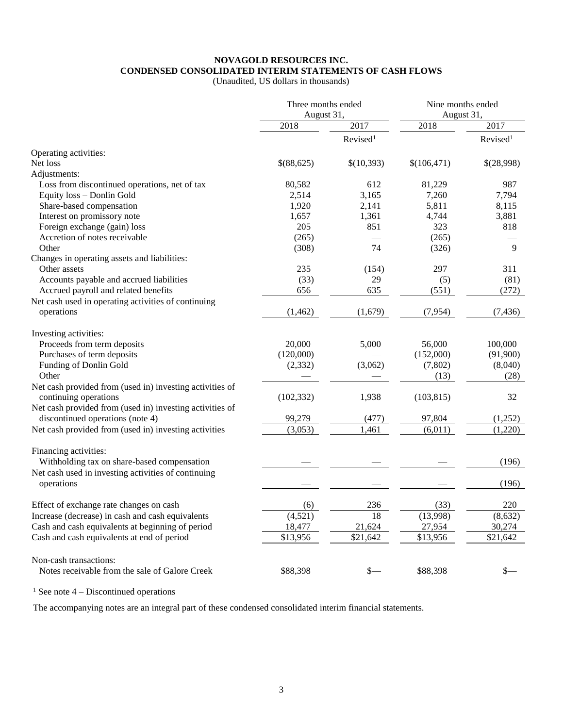**NOVAGOLD RESOURCES INC.**
**CONDENSED CONSOLIDATED INTERIM STATEMENTS OF CASH FLOWS**
(Unaudited, US dollars in thousands)

| | Three months ended August 31, | | Nine months ended August 31, | |
|---|---|---|---|---|
| | 2018 | 2017 | 2018 | 2017 |
| | | Revised[1] | | Revised[1] |
| Operating activities: | | | | |
| Net loss | $(88,625) | $(10,393) | $(106,471) | $(28,998) |
| Adjustments: | | | | |
| Loss from discontinued operations, net of tax | 80,582 | 612 | 81,229 | 987 |
| Equity loss – Donlin Gold | 2,514 | 3,165 | 7,260 | 7,794 |
| Share-based compensation | 1,920 | 2,141 | 5,811 | 8,115 |
| Interest on promissory note | 1,657 | 1,361 | 4,744 | 3,881 |
| Foreign exchange (gain) loss | 205 | 851 | 323 | 818 |
| Accretion of notes receivable | (265) | — | (265) | — |
| Other | (308) | 74 | (326) | 9 |
| Changes in operating assets and liabilities: | | | | |
| Other assets | 235 | (154) | 297 | 311 |
| Accounts payable and accrued liabilities | (33) | 29 | (5) | (81) |
| Accrued payroll and related benefits | 656 | 635 | (551) | (272) |
| Net cash used in operating activities of continuing operations | (1,462) | (1,679) | (7,954) | (7,436) |
| | | | | |
| Investing activities: | | | | |
| Proceeds from term deposits | 20,000 | 5,000 | 56,000 | 100,000 |
| Purchases of term deposits | (120,000) | — | (152,000) | (91,900) |
| Funding of Donlin Gold | (2,332) | (3,062) | (7,802) | (8,040) |
| Other | — | — | (13) | (28) |
| Net cash provided from (used in) investing activities of continuing operations | (102,332) | 1,938 | (103,815) | 32 |
| Net cash provided from (used in) investing activities of discontinued operations (note 4) | 99,279 | (477) | 97,804 | (1,252) |
| Net cash provided from (used in) investing activities | (3,053) | 1,461 | (6,011) | (1,220) |
| | | | | |
| Financing activities: | | | | |
| Withholding tax on share-based compensation | — | — | — | (196) |
| Net cash used in investing activities of continuing operations | — | — | — | (196) |
| | | | | |
| Effect of exchange rate changes on cash | (6) | 236 | (33) | 220 |
| Increase (decrease) in cash and cash equivalents | (4,521) | 18 | (13,998) | (8,632) |
| Cash and cash equivalents at beginning of period | 18,477 | 21,624 | 27,954 | 30,274 |
| Cash and cash equivalents at end of period | $13,956 | $21,642 | $13,956 | $21,642 |
| | | | | |
| Non-cash transactions: | | | | |
| Notes receivable from the sale of Galore Creek | $88,398 | $— | $88,398 | $— |

[1] See note 4 – Discontinued operations

The accompanying notes are an integral part of these condensed consolidated interim financial statements.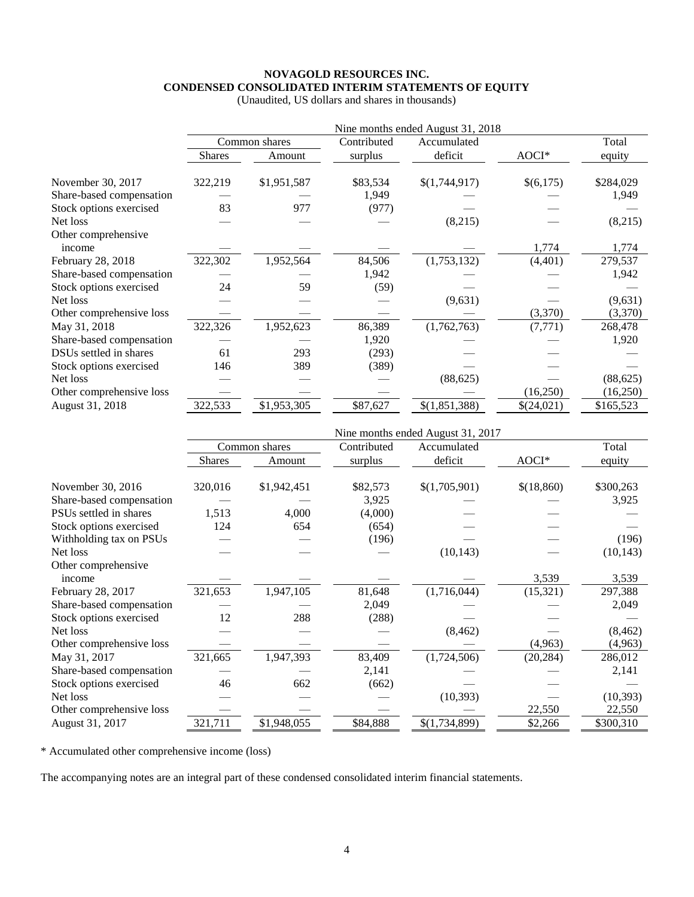**NOVAGOLD RESOURCES INC.**
**CONDENSED CONSOLIDATED INTERIM STATEMENTS OF EQUITY**
(Unaudited, US dollars and shares in thousands)

| | Nine months ended August 31, 2018 | | | | | |
|---|---|---|---|---|---|---|
| | Common shares | | Contributed | Accumulated | | Total |
| | Shares | Amount | surplus | deficit | AOCI* | equity |
| November 30, 2017 | 322,219 | $1,951,587 | $83,534 | $(1,744,917) | $(6,175) | $284,029 |
| Share-based compensation | — | — | 1,949 | — | — | 1,949 |
| Stock options exercised | 83 | 977 | (977) | — | — | — |
| Net loss | — | — | — | (8,215) | — | (8,215) |
| Other comprehensive income | — | — | — | — | 1,774 | 1,774 |
| February 28, 2018 | 322,302 | 1,952,564 | 84,506 | (1,753,132) | (4,401) | 279,537 |
| Share-based compensation | — | — | 1,942 | — | — | 1,942 |
| Stock options exercised | 24 | 59 | (59) | — | — | — |
| Net loss | — | — | — | (9,631) | — | (9,631) |
| Other comprehensive loss | — | — | — | — | (3,370) | (3,370) |
| May 31, 2018 | 322,326 | 1,952,623 | 86,389 | (1,762,763) | (7,771) | 268,478 |
| Share-based compensation | — | — | 1,920 | — | — | 1,920 |
| DSUs settled in shares | 61 | 293 | (293) | — | — | — |
| Stock options exercised | 146 | 389 | (389) | — | — | — |
| Net loss | — | — | — | (88,625) | — | (88,625) |
| Other comprehensive loss | — | — | — | — | (16,250) | (16,250) |
| August 31, 2018 | 322,533 | $1,953,305 | $87,627 | $(1,851,388) | $(24,021) | $165,523 |

| | Nine months ended August 31, 2017 | | | | | |
|---|---|---|---|---|---|---|
| | Common shares | | Contributed | Accumulated | | Total |
| | Shares | Amount | surplus | deficit | AOCI* | equity |
| November 30, 2016 | 320,016 | $1,942,451 | $82,573 | $(1,705,901) | $(18,860) | $300,263 |
| Share-based compensation | — | — | 3,925 | — | — | 3,925 |
| PSUs settled in shares | 1,513 | 4,000 | (4,000) | — | — | — |
| Stock options exercised | 124 | 654 | (654) | — | — | — |
| Withholding tax on PSUs | — | — | (196) | — | — | (196) |
| Net loss | — | — | — | (10,143) | — | (10,143) |
| Other comprehensive income | — | — | — | — | 3,539 | 3,539 |
| February 28, 2017 | 321,653 | 1,947,105 | 81,648 | (1,716,044) | (15,321) | 297,388 |
| Share-based compensation | — | — | 2,049 | — | — | 2,049 |
| Stock options exercised | 12 | 288 | (288) | — | — | — |
| Net loss | — | — | — | (8,462) | — | (8,462) |
| Other comprehensive loss | — | — | — | — | (4,963) | (4,963) |
| May 31, 2017 | 321,665 | 1,947,393 | 83,409 | (1,724,506) | (20,284) | 286,012 |
| Share-based compensation | — | — | 2,141 | — | — | 2,141 |
| Stock options exercised | 46 | 662 | (662) | — | — | — |
| Net loss | — | — | — | (10,393) | — | (10,393) |
| Other comprehensive loss | — | — | — | — | 22,550 | 22,550 |
| August 31, 2017 | 321,711 | $1,948,055 | $84,888 | $(1,734,899) | $2,266 | $300,310 |

* Accumulated other comprehensive income (loss)

The accompanying notes are an integral part of these condensed consolidated interim financial statements.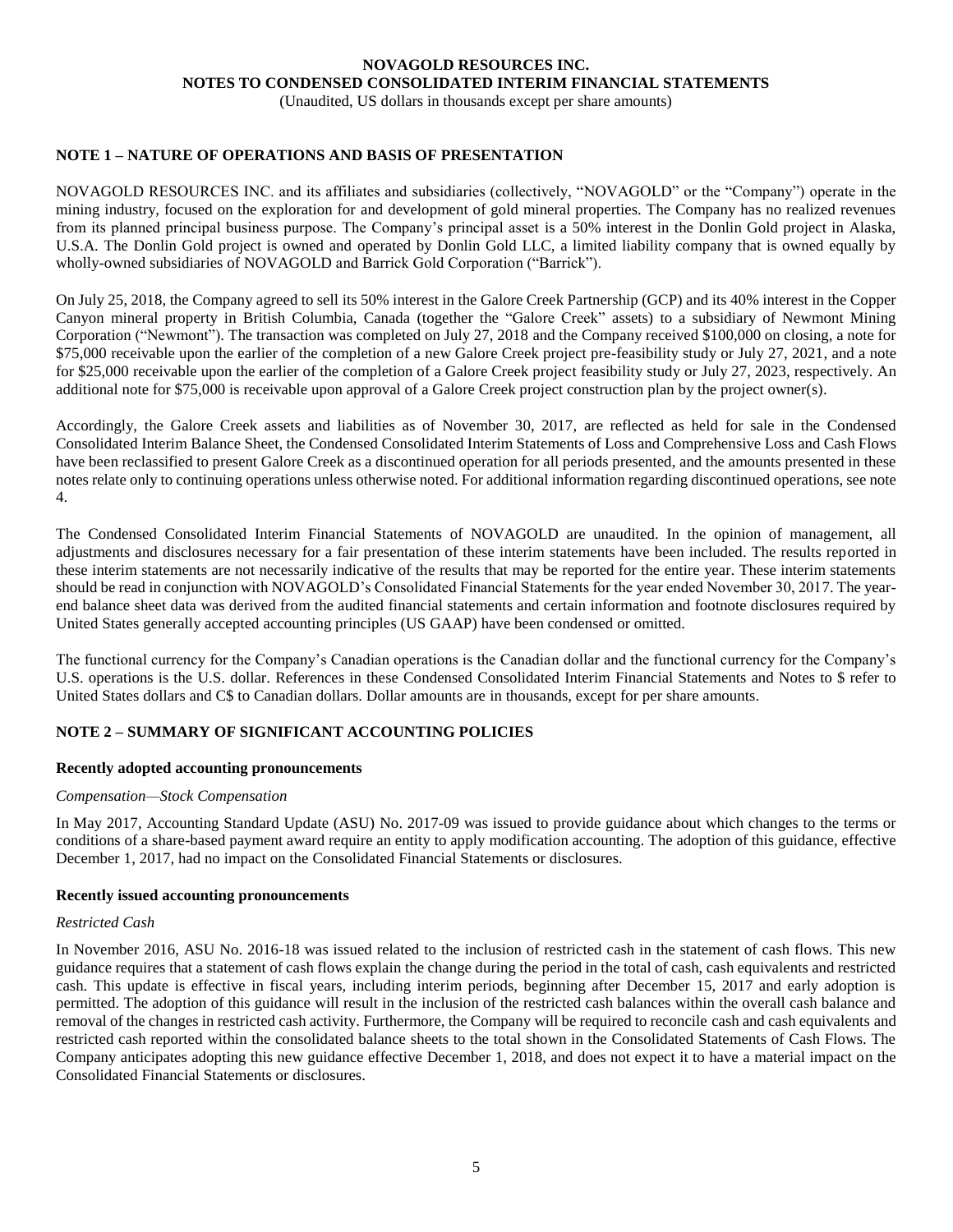# NOVAGOLD RESOURCES INC.
## NOTES TO CONDENSED CONSOLIDATED INTERIM FINANCIAL STATEMENTS
(Unaudited, US dollars in thousands except per share amounts)

## NOTE 1 – NATURE OF OPERATIONS AND BASIS OF PRESENTATION

NOVAGOLD RESOURCES INC. and its affiliates and subsidiaries (collectively, "NOVAGOLD" or the "Company") operate in the mining industry, focused on the exploration for and development of gold mineral properties. The Company has no realized revenues from its planned principal business purpose. The Company's principal asset is a 50% interest in the Donlin Gold project in Alaska, U.S.A. The Donlin Gold project is owned and operated by Donlin Gold LLC, a limited liability company that is owned equally by wholly-owned subsidiaries of NOVAGOLD and Barrick Gold Corporation ("Barrick").

On July 25, 2018, the Company agreed to sell its 50% interest in the Galore Creek Partnership (GCP) and its 40% interest in the Copper Canyon mineral property in British Columbia, Canada (together the "Galore Creek" assets) to a subsidiary of Newmont Mining Corporation ("Newmont"). The transaction was completed on July 27, 2018 and the Company received $100,000 on closing, a note for $75,000 receivable upon the earlier of the completion of a new Galore Creek project pre-feasibility study or July 27, 2021, and a note for $25,000 receivable upon the earlier of the completion of a Galore Creek project feasibility study or July 27, 2023, respectively. An additional note for $75,000 is receivable upon approval of a Galore Creek project construction plan by the project owner(s).

Accordingly, the Galore Creek assets and liabilities as of November 30, 2017, are reflected as held for sale in the Condensed Consolidated Interim Balance Sheet, the Condensed Consolidated Interim Statements of Loss and Comprehensive Loss and Cash Flows have been reclassified to present Galore Creek as a discontinued operation for all periods presented, and the amounts presented in these notes relate only to continuing operations unless otherwise noted. For additional information regarding discontinued operations, see note 4.

The Condensed Consolidated Interim Financial Statements of NOVAGOLD are unaudited. In the opinion of management, all adjustments and disclosures necessary for a fair presentation of these interim statements have been included. The results reported in these interim statements are not necessarily indicative of the results that may be reported for the entire year. These interim statements should be read in conjunction with NOVAGOLD's Consolidated Financial Statements for the year ended November 30, 2017. The year-end balance sheet data was derived from the audited financial statements and certain information and footnote disclosures required by United States generally accepted accounting principles (US GAAP) have been condensed or omitted.

The functional currency for the Company's Canadian operations is the Canadian dollar and the functional currency for the Company's U.S. operations is the U.S. dollar. References in these Condensed Consolidated Interim Financial Statements and Notes to $ refer to United States dollars and C$ to Canadian dollars. Dollar amounts are in thousands, except for per share amounts.

## NOTE 2 – SUMMARY OF SIGNIFICANT ACCOUNTING POLICIES

### Recently adopted accounting pronouncements

*Compensation—Stock Compensation*

In May 2017, Accounting Standard Update (ASU) No. 2017-09 was issued to provide guidance about which changes to the terms or conditions of a share-based payment award require an entity to apply modification accounting. The adoption of this guidance, effective December 1, 2017, had no impact on the Consolidated Financial Statements or disclosures.

### Recently issued accounting pronouncements

*Restricted Cash*

In November 2016, ASU No. 2016-18 was issued related to the inclusion of restricted cash in the statement of cash flows. This new guidance requires that a statement of cash flows explain the change during the period in the total of cash, cash equivalents and restricted cash. This update is effective in fiscal years, including interim periods, beginning after December 15, 2017 and early adoption is permitted. The adoption of this guidance will result in the inclusion of the restricted cash balances within the overall cash balance and removal of the changes in restricted cash activity. Furthermore, the Company will be required to reconcile cash and cash equivalents and restricted cash reported within the consolidated balance sheets to the total shown in the Consolidated Statements of Cash Flows. The Company anticipates adopting this new guidance effective December 1, 2018, and does not expect it to have a material impact on the Consolidated Financial Statements or disclosures.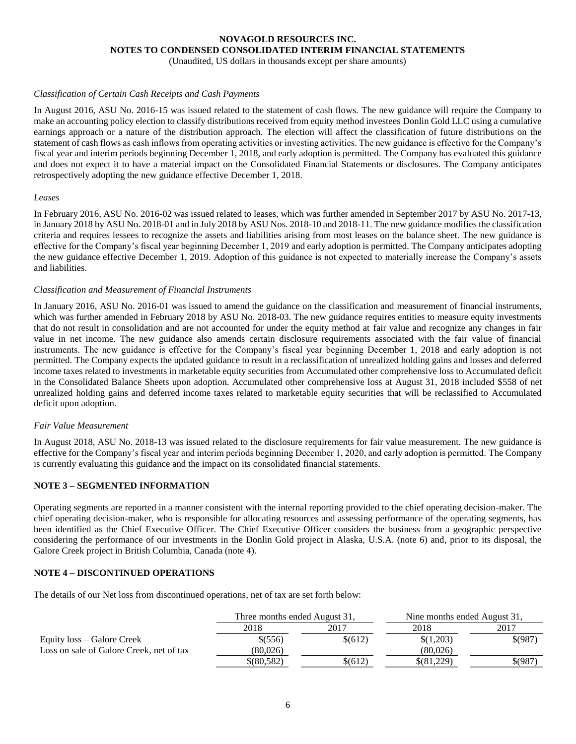*Classification of Certain Cash Receipts and Cash Payments*

In August 2016, ASU No. 2016-15 was issued related to the statement of cash flows. The new guidance will require the Company to make an accounting policy election to classify distributions received from equity method investees Donlin Gold LLC using a cumulative earnings approach or a nature of the distribution approach. The election will affect the classification of future distributions on the statement of cash flows as cash inflows from operating activities or investing activities. The new guidance is effective for the Company's fiscal year and interim periods beginning December 1, 2018, and early adoption is permitted. The Company has evaluated this guidance and does not expect it to have a material impact on the Consolidated Financial Statements or disclosures. The Company anticipates retrospectively adopting the new guidance effective December 1, 2018.

*Leases*

In February 2016, ASU No. 2016-02 was issued related to leases, which was further amended in September 2017 by ASU No. 2017-13, in January 2018 by ASU No. 2018-01 and in July 2018 by ASU Nos. 2018-10 and 2018-11. The new guidance modifies the classification criteria and requires lessees to recognize the assets and liabilities arising from most leases on the balance sheet. The new guidance is effective for the Company's fiscal year beginning December 1, 2019 and early adoption is permitted. The Company anticipates adopting the new guidance effective December 1, 2019. Adoption of this guidance is not expected to materially increase the Company's assets and liabilities.

*Classification and Measurement of Financial Instruments*

In January 2016, ASU No. 2016-01 was issued to amend the guidance on the classification and measurement of financial instruments, which was further amended in February 2018 by ASU No. 2018-03. The new guidance requires entities to measure equity investments that do not result in consolidation and are not accounted for under the equity method at fair value and recognize any changes in fair value in net income. The new guidance also amends certain disclosure requirements associated with the fair value of financial instruments. The new guidance is effective for the Company's fiscal year beginning December 1, 2018 and early adoption is not permitted. The Company expects the updated guidance to result in a reclassification of unrealized holding gains and losses and deferred income taxes related to investments in marketable equity securities from Accumulated other comprehensive loss to Accumulated deficit in the Consolidated Balance Sheets upon adoption. Accumulated other comprehensive loss at August 31, 2018 included $558 of net unrealized holding gains and deferred income taxes related to marketable equity securities that will be reclassified to Accumulated deficit upon adoption.

*Fair Value Measurement*

In August 2018, ASU No. 2018-13 was issued related to the disclosure requirements for fair value measurement. The new guidance is effective for the Company's fiscal year and interim periods beginning December 1, 2020, and early adoption is permitted. The Company is currently evaluating this guidance and the impact on its consolidated financial statements.

## NOTE 3 – SEGMENTED INFORMATION

Operating segments are reported in a manner consistent with the internal reporting provided to the chief operating decision-maker. The chief operating decision-maker, who is responsible for allocating resources and assessing performance of the operating segments, has been identified as the Chief Executive Officer. The Chief Executive Officer considers the business from a geographic perspective considering the performance of our investments in the Donlin Gold project in Alaska, U.S.A. (note 6) and, prior to its disposal, the Galore Creek project in British Columbia, Canada (note 4).

## NOTE 4 – DISCONTINUED OPERATIONS

The details of our Net loss from discontinued operations, net of tax are set forth below:

| | Three months ended August 31, | | Nine months ended August 31, | |
|---|---|---|---|---|
| | 2018 | 2017 | 2018 | 2017 |
| Equity loss – Galore Creek | $(556) | $(612) | $(1,203) | $(987) |
| Loss on sale of Galore Creek, net of tax | (80,026) | — | (80,026) | — |
| | $(80,582) | $(612) | $(81,229) | $(987) |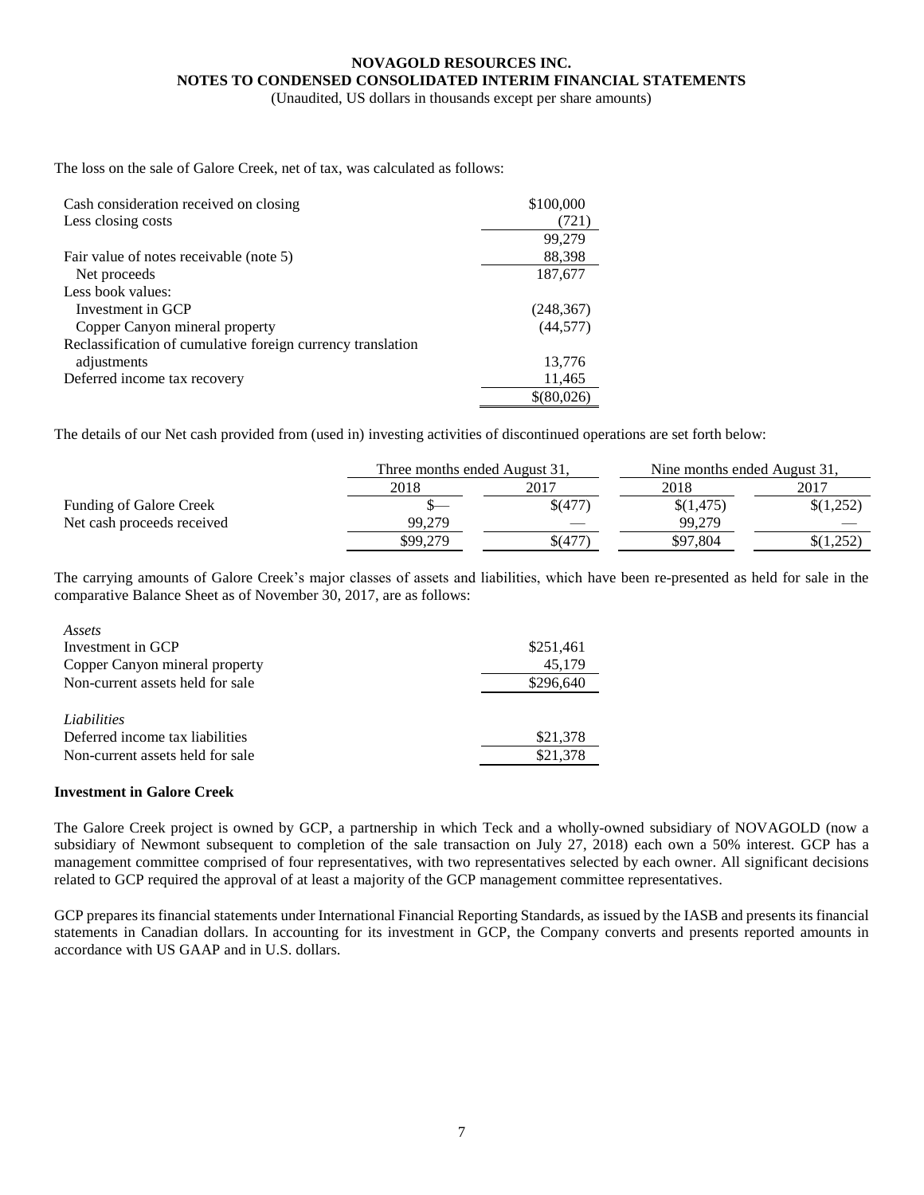The loss on the sale of Galore Creek, net of tax, was calculated as follows:

| | |
|---|---|
| Cash consideration received on closing | $100,000 |
| Less closing costs | (721) |
| | 99,279 |
| Fair value of notes receivable (note 5) | 88,398 |
| Net proceeds | 187,677 |
| Less book values: | |
| Investment in GCP | (248,367) |
| Copper Canyon mineral property | (44,577) |
| Reclassification of cumulative foreign currency translation adjustments | 13,776 |
| Deferred income tax recovery | 11,465 |
| | $(80,026) |

The details of our Net cash provided from (used in) investing activities of discontinued operations are set forth below:

| | Three months ended August 31, | | Nine months ended August 31, | |
|---|---|---|---|---|
| | 2018 | 2017 | 2018 | 2017 |
| Funding of Galore Creek | $— | $(477) | $(1,475) | $(1,252) |
| Net cash proceeds received | 99,279 | — | 99,279 | — |
| | $99,279 | $(477) | $97,804 | $(1,252) |

The carrying amounts of Galore Creek's major classes of assets and liabilities, which have been re-presented as held for sale in the comparative Balance Sheet as of November 30, 2017, are as follows:

| | |
|---|---|
| *Assets* | |
| Investment in GCP | $251,461 |
| Copper Canyon mineral property | 45,179 |
| Non-current assets held for sale | $296,640 |
| | |
| *Liabilities* | |
| Deferred income tax liabilities | $21,378 |
| Non-current assets held for sale | $21,378 |

**Investment in Galore Creek**

The Galore Creek project is owned by GCP, a partnership in which Teck and a wholly-owned subsidiary of NOVAGOLD (now a subsidiary of Newmont subsequent to completion of the sale transaction on July 27, 2018) each own a 50% interest. GCP has a management committee comprised of four representatives, with two representatives selected by each owner. All significant decisions related to GCP required the approval of at least a majority of the GCP management committee representatives.

GCP prepares its financial statements under International Financial Reporting Standards, as issued by the IASB and presents its financial statements in Canadian dollars. In accounting for its investment in GCP, the Company converts and presents reported amounts in accordance with US GAAP and in U.S. dollars.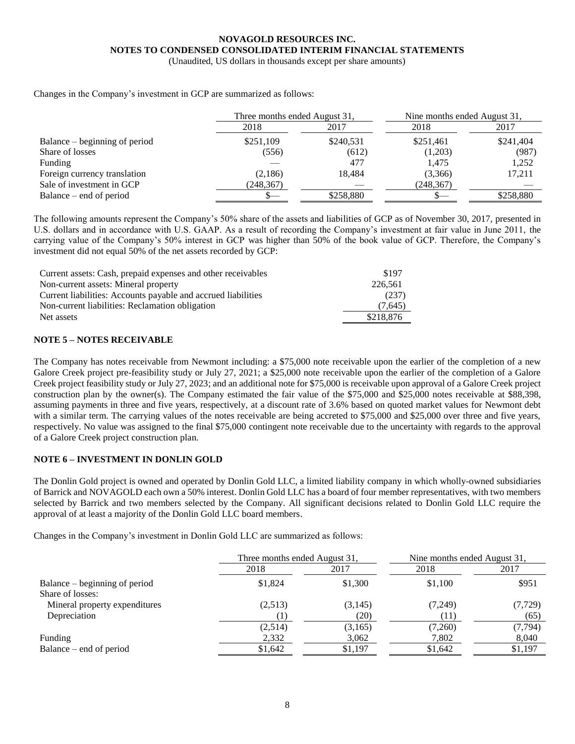Changes in the Company's investment in GCP are summarized as follows:

| | Three months ended August 31, | | Nine months ended August 31, | |
|---|---|---|---|---|
| | 2018 | 2017 | 2018 | 2017 |
| Balance – beginning of period | $251,109 | $240,531 | $251,461 | $241,404 |
| Share of losses | (556) | (612) | (1,203) | (987) |
| Funding | — | 477 | 1,475 | 1,252 |
| Foreign currency translation | (2,186) | 18,484 | (3,366) | 17,211 |
| Sale of investment in GCP | (248,367) | — | (248,367) | — |
| Balance – end of period | $— | $258,880 | $— | $258,880 |

The following amounts represent the Company's 50% share of the assets and liabilities of GCP as of November 30, 2017, presented in U.S. dollars and in accordance with U.S. GAAP. As a result of recording the Company's investment at fair value in June 2011, the carrying value of the Company's 50% interest in GCP was higher than 50% of the book value of GCP. Therefore, the Company's investment did not equal 50% of the net assets recorded by GCP:

| | |
|---|---|
| Current assets: Cash, prepaid expenses and other receivables | $197 |
| Non-current assets: Mineral property | 226,561 |
| Current liabilities: Accounts payable and accrued liabilities | (237) |
| Non-current liabilities: Reclamation obligation | (7,645) |
| Net assets | $218,876 |

## NOTE 5 – NOTES RECEIVABLE

The Company has notes receivable from Newmont including: a $75,000 note receivable upon the earlier of the completion of a new Galore Creek project pre-feasibility study or July 27, 2021; a $25,000 note receivable upon the earlier of the completion of a Galore Creek project feasibility study or July 27, 2023; and an additional note for $75,000 is receivable upon approval of a Galore Creek project construction plan by the owner(s). The Company estimated the fair value of the $75,000 and $25,000 notes receivable at $88,398, assuming payments in three and five years, respectively, at a discount rate of 3.6% based on quoted market values for Newmont debt with a similar term. The carrying values of the notes receivable are being accreted to $75,000 and $25,000 over three and five years, respectively. No value was assigned to the final $75,000 contingent note receivable due to the uncertainty with regards to the approval of a Galore Creek project construction plan.

## NOTE 6 – INVESTMENT IN DONLIN GOLD

The Donlin Gold project is owned and operated by Donlin Gold LLC, a limited liability company in which wholly-owned subsidiaries of Barrick and NOVAGOLD each own a 50% interest. Donlin Gold LLC has a board of four member representatives, with two members selected by Barrick and two members selected by the Company. All significant decisions related to Donlin Gold LLC require the approval of at least a majority of the Donlin Gold LLC board members.

Changes in the Company's investment in Donlin Gold LLC are summarized as follows:

| | Three months ended August 31, | | Nine months ended August 31, | |
|---|---|---|---|---|
| | 2018 | 2017 | 2018 | 2017 |
| Balance – beginning of period | $1,824 | $1,300 | $1,100 | $951 |
| Share of losses: | | | | |
| Mineral property expenditures | (2,513) | (3,145) | (7,249) | (7,729) |
| Depreciation | (1) | (20) | (11) | (65) |
| | (2,514) | (3,165) | (7,260) | (7,794) |
| Funding | 2,332 | 3,062 | 7,802 | 8,040 |
| Balance – end of period | $1,642 | $1,197 | $1,642 | $1,197 |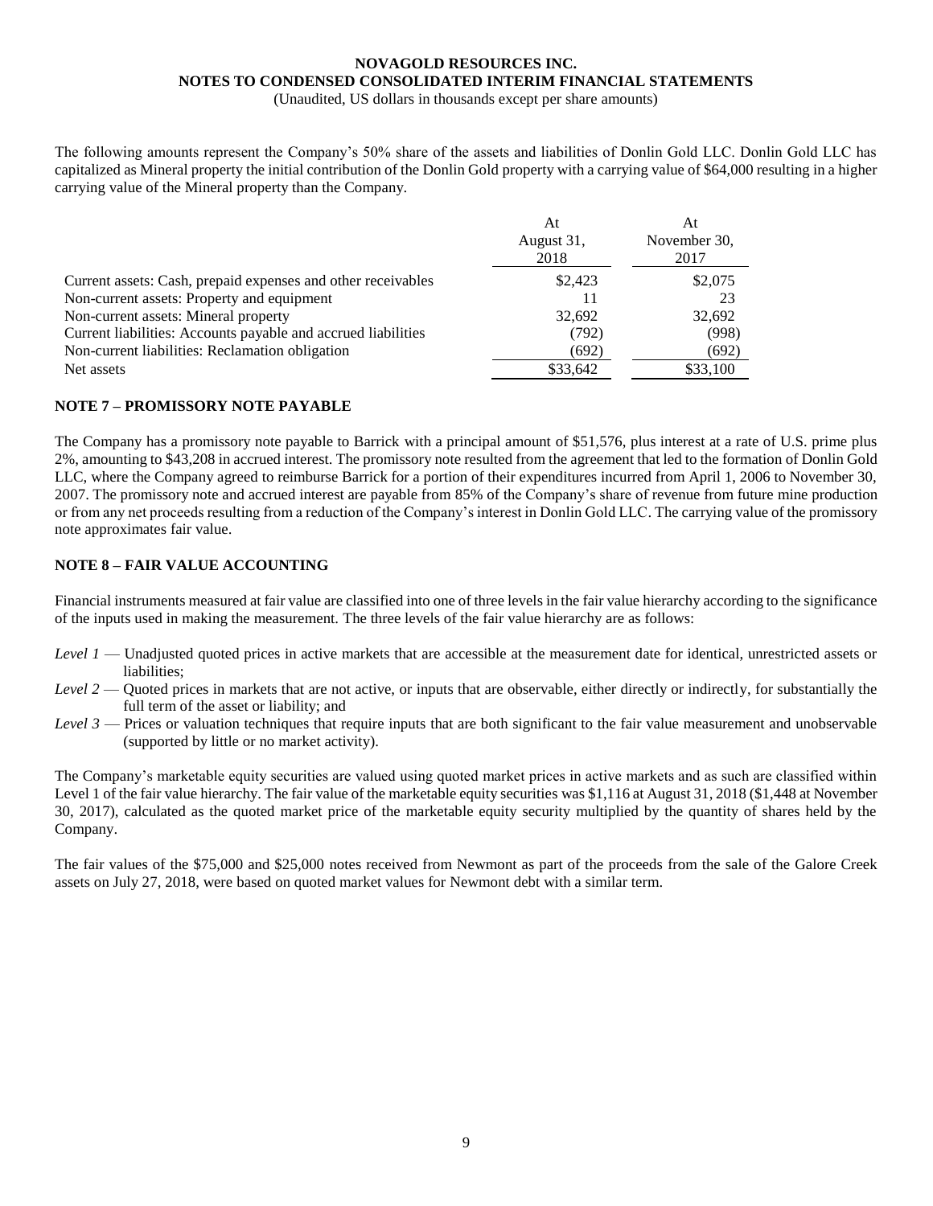The following amounts represent the Company's 50% share of the assets and liabilities of Donlin Gold LLC. Donlin Gold LLC has capitalized as Mineral property the initial contribution of the Donlin Gold property with a carrying value of $64,000 resulting in a higher carrying value of the Mineral property than the Company.

| | At August 31, 2018 | At November 30, 2017 |
|---|---|---|
| Current assets: Cash, prepaid expenses and other receivables | $2,423 | $2,075 |
| Non-current assets: Property and equipment | 11 | 23 |
| Non-current assets: Mineral property | 32,692 | 32,692 |
| Current liabilities: Accounts payable and accrued liabilities | (792) | (998) |
| Non-current liabilities: Reclamation obligation | (692) | (692) |
| Net assets | $33,642 | $33,100 |

## NOTE 7 – PROMISSORY NOTE PAYABLE

The Company has a promissory note payable to Barrick with a principal amount of $51,576, plus interest at a rate of U.S. prime plus 2%, amounting to $43,208 in accrued interest. The promissory note resulted from the agreement that led to the formation of Donlin Gold LLC, where the Company agreed to reimburse Barrick for a portion of their expenditures incurred from April 1, 2006 to November 30, 2007. The promissory note and accrued interest are payable from 85% of the Company's share of revenue from future mine production or from any net proceeds resulting from a reduction of the Company's interest in Donlin Gold LLC. The carrying value of the promissory note approximates fair value.

## NOTE 8 – FAIR VALUE ACCOUNTING

Financial instruments measured at fair value are classified into one of three levels in the fair value hierarchy according to the significance of the inputs used in making the measurement. The three levels of the fair value hierarchy are as follows:

- *Level 1* — Unadjusted quoted prices in active markets that are accessible at the measurement date for identical, unrestricted assets or liabilities;
- *Level 2* — Quoted prices in markets that are not active, or inputs that are observable, either directly or indirectly, for substantially the full term of the asset or liability; and
- *Level 3* — Prices or valuation techniques that require inputs that are both significant to the fair value measurement and unobservable (supported by little or no market activity).

The Company's marketable equity securities are valued using quoted market prices in active markets and as such are classified within Level 1 of the fair value hierarchy. The fair value of the marketable equity securities was $1,116 at August 31, 2018 ($1,448 at November 30, 2017), calculated as the quoted market price of the marketable equity security multiplied by the quantity of shares held by the Company.

The fair values of the $75,000 and $25,000 notes received from Newmont as part of the proceeds from the sale of the Galore Creek assets on July 27, 2018, were based on quoted market values for Newmont debt with a similar term.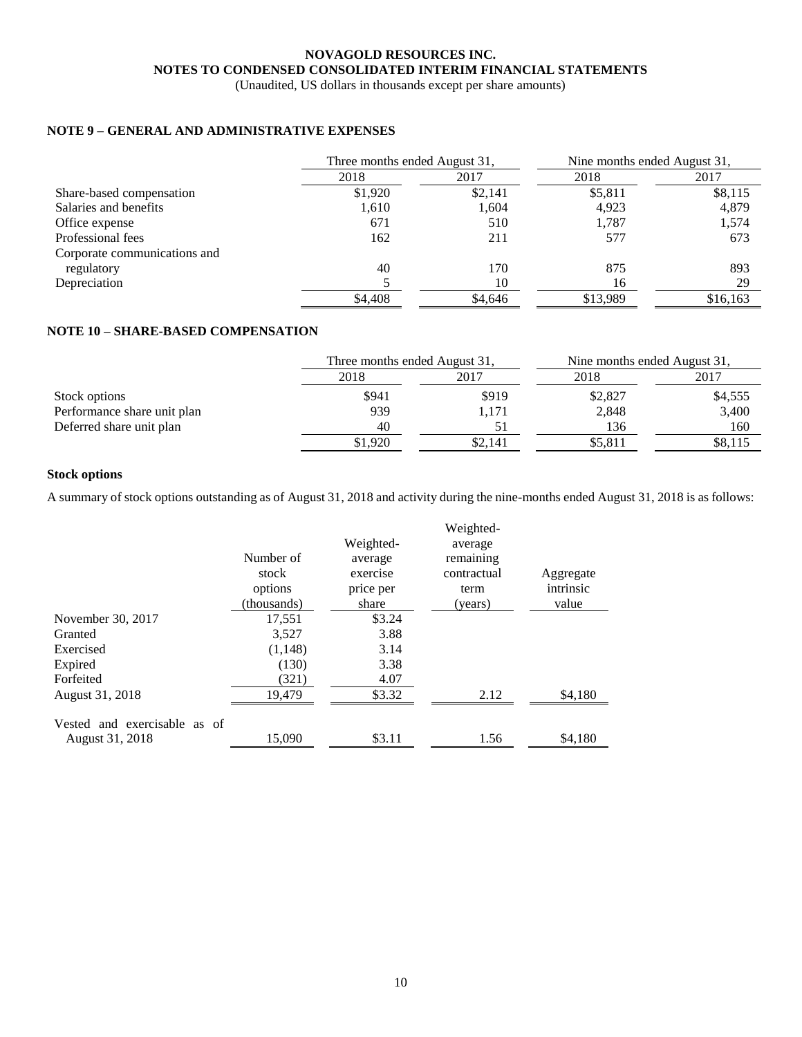**NOVAGOLD RESOURCES INC.**
**NOTES TO CONDENSED CONSOLIDATED INTERIM FINANCIAL STATEMENTS**
(Unaudited, US dollars in thousands except per share amounts)

## NOTE 9 – GENERAL AND ADMINISTRATIVE EXPENSES

| | Three months ended August 31, | | Nine months ended August 31, | |
|---|---|---|---|---|
| | 2018 | 2017 | 2018 | 2017 |
| Share-based compensation | $1,920 | $2,141 | $5,811 | $8,115 |
| Salaries and benefits | 1,610 | 1,604 | 4,923 | 4,879 |
| Office expense | 671 | 510 | 1,787 | 1,574 |
| Professional fees | 162 | 211 | 577 | 673 |
| Corporate communications and regulatory | 40 | 170 | 875 | 893 |
| Depreciation | 5 | 10 | 16 | 29 |
| | $4,408 | $4,646 | $13,989 | $16,163 |

## NOTE 10 – SHARE-BASED COMPENSATION

| | Three months ended August 31, | | Nine months ended August 31, | |
|---|---|---|---|---|
| | 2018 | 2017 | 2018 | 2017 |
| Stock options | $941 | $919 | $2,827 | $4,555 |
| Performance share unit plan | 939 | 1,171 | 2,848 | 3,400 |
| Deferred share unit plan | 40 | 51 | 136 | 160 |
| | $1,920 | $2,141 | $5,811 | $8,115 |

### Stock options

A summary of stock options outstanding as of August 31, 2018 and activity during the nine-months ended August 31, 2018 is as follows:

| | Number of stock options (thousands) | Weighted-average exercise price per share | Weighted-average remaining contractual term (years) | Aggregate intrinsic value |
|---|---|---|---|---|
| November 30, 2017 | 17,551 | $3.24 | | |
| Granted | 3,527 | 3.88 | | |
| Exercised | (1,148) | 3.14 | | |
| Expired | (130) | 3.38 | | |
| Forfeited | (321) | 4.07 | | |
| August 31, 2018 | 19,479 | $3.32 | 2.12 | $4,180 |
| Vested and exercisable as of August 31, 2018 | 15,090 | $3.11 | 1.56 | $4,180 |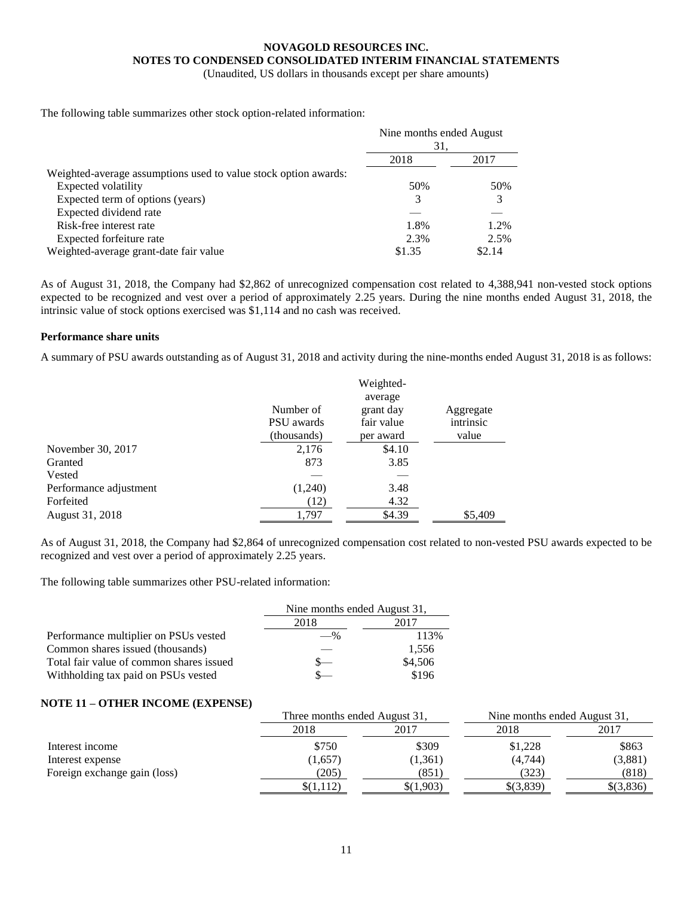The following table summarizes other stock option-related information:

| | Nine months ended August 31, | |
|---|---|---|
| | 2018 | 2017 |
| Weighted-average assumptions used to value stock option awards: | | |
| Expected volatility | 50% | 50% |
| Expected term of options (years) | 3 | 3 |
| Expected dividend rate | — | — |
| Risk-free interest rate | 1.8% | 1.2% |
| Expected forfeiture rate | 2.3% | 2.5% |
| Weighted-average grant-date fair value | $1.35 | $2.14 |

As of August 31, 2018, the Company had $2,862 of unrecognized compensation cost related to 4,388,941 non-vested stock options expected to be recognized and vest over a period of approximately 2.25 years. During the nine months ended August 31, 2018, the intrinsic value of stock options exercised was $1,114 and no cash was received.

**Performance share units**

A summary of PSU awards outstanding as of August 31, 2018 and activity during the nine-months ended August 31, 2018 is as follows:

| | Number of PSU awards (thousands) | Weighted-average grant day fair value per award | Aggregate intrinsic value |
|---|---|---|---|
| November 30, 2017 | 2,176 | $4.10 | |
| Granted | 873 | 3.85 | |
| Vested | — | — | |
| Performance adjustment | (1,240) | 3.48 | |
| Forfeited | (12) | 4.32 | |
| August 31, 2018 | 1,797 | $4.39 | $5,409 |

As of August 31, 2018, the Company had $2,864 of unrecognized compensation cost related to non-vested PSU awards expected to be recognized and vest over a period of approximately 2.25 years.

The following table summarizes other PSU-related information:

| | Nine months ended August 31, | |
|---|---|---|
| | 2018 | 2017 |
| Performance multiplier on PSUs vested | —% | 113% |
| Common shares issued (thousands) | — | 1,556 |
| Total fair value of common shares issued | $— | $4,506 |
| Withholding tax paid on PSUs vested | $— | $196 |

## NOTE 11 – OTHER INCOME (EXPENSE)

| | Three months ended August 31, | | Nine months ended August 31, | |
|---|---|---|---|---|
| | 2018 | 2017 | 2018 | 2017 |
| Interest income | $750 | $309 | $1,228 | $863 |
| Interest expense | (1,657) | (1,361) | (4,744) | (3,881) |
| Foreign exchange gain (loss) | (205) | (851) | (323) | (818) |
| | $(1,112) | $(1,903) | $(3,839) | $(3,836) |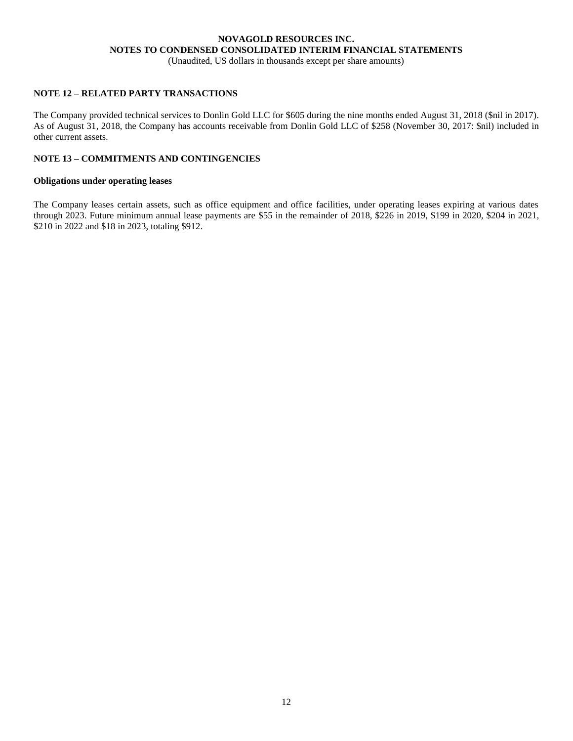## NOTE 12 – RELATED PARTY TRANSACTIONS

The Company provided technical services to Donlin Gold LLC for $605 during the nine months ended August 31, 2018 ($nil in 2017). As of August 31, 2018, the Company has accounts receivable from Donlin Gold LLC of $258 (November 30, 2017: $nil) included in other current assets.

## NOTE 13 – COMMITMENTS AND CONTINGENCIES

### Obligations under operating leases

The Company leases certain assets, such as office equipment and office facilities, under operating leases expiring at various dates through 2023. Future minimum annual lease payments are $55 in the remainder of 2018, $226 in 2019, $199 in 2020, $204 in 2021, $210 in 2022 and $18 in 2023, totaling $912.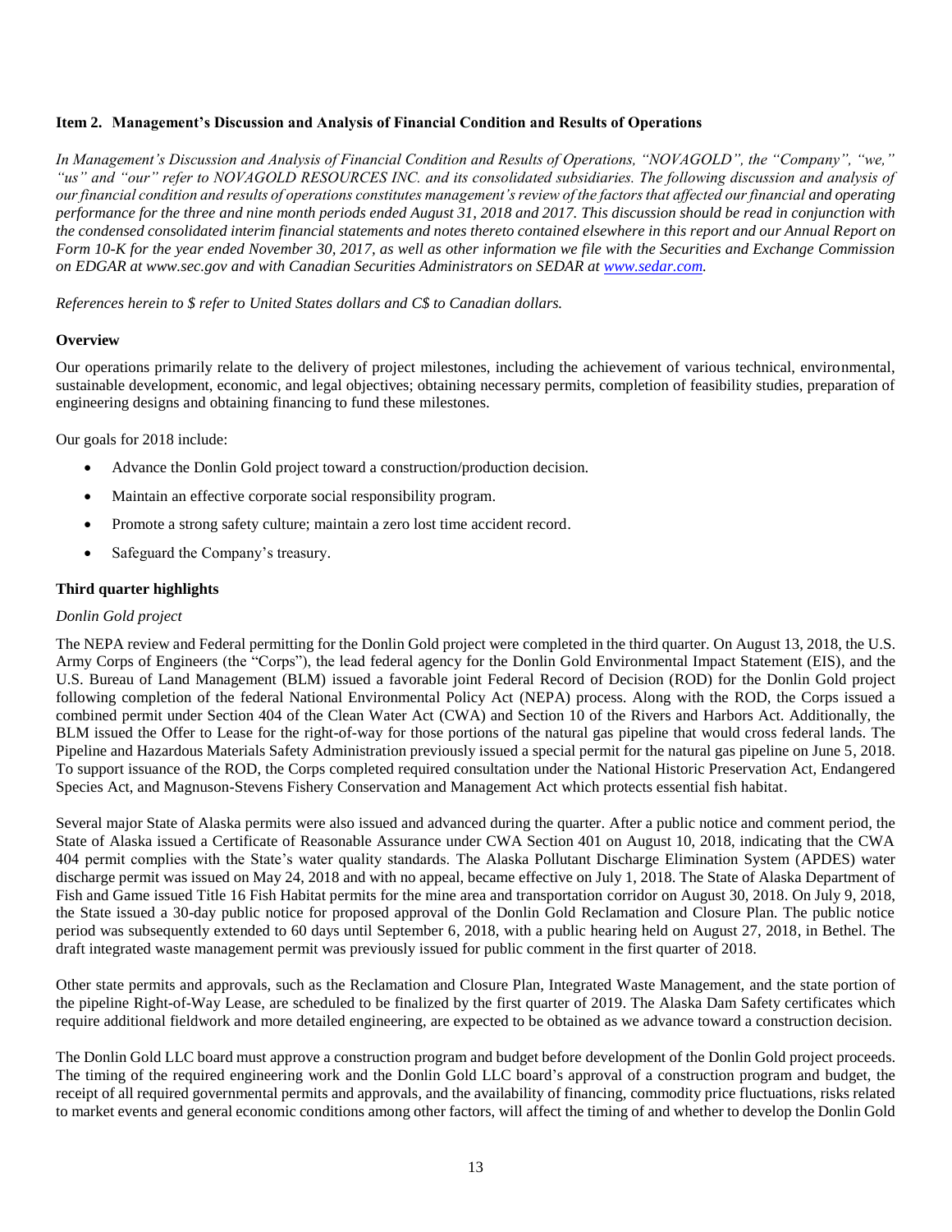## Item 2. Management's Discussion and Analysis of Financial Condition and Results of Operations

*In Management's Discussion and Analysis of Financial Condition and Results of Operations, "NOVAGOLD", the "Company", "we," "us" and "our" refer to NOVAGOLD RESOURCES INC. and its consolidated subsidiaries. The following discussion and analysis of our financial condition and results of operations constitutes management's review of the factors that affected our financial and operating performance for the three and nine month periods ended August 31, 2018 and 2017. This discussion should be read in conjunction with the condensed consolidated interim financial statements and notes thereto contained elsewhere in this report and our Annual Report on Form 10-K for the year ended November 30, 2017, as well as other information we file with the Securities and Exchange Commission on EDGAR at www.sec.gov and with Canadian Securities Administrators on SEDAR at www.sedar.com.*

*References herein to $ refer to United States dollars and C$ to Canadian dollars.*

### Overview

Our operations primarily relate to the delivery of project milestones, including the achievement of various technical, environmental, sustainable development, economic, and legal objectives; obtaining necessary permits, completion of feasibility studies, preparation of engineering designs and obtaining financing to fund these milestones.

Our goals for 2018 include:

- Advance the Donlin Gold project toward a construction/production decision.
- Maintain an effective corporate social responsibility program.
- Promote a strong safety culture; maintain a zero lost time accident record.
- Safeguard the Company's treasury.

### Third quarter highlights

*Donlin Gold project*

The NEPA review and Federal permitting for the Donlin Gold project were completed in the third quarter. On August 13, 2018, the U.S. Army Corps of Engineers (the "Corps"), the lead federal agency for the Donlin Gold Environmental Impact Statement (EIS), and the U.S. Bureau of Land Management (BLM) issued a favorable joint Federal Record of Decision (ROD) for the Donlin Gold project following completion of the federal National Environmental Policy Act (NEPA) process. Along with the ROD, the Corps issued a combined permit under Section 404 of the Clean Water Act (CWA) and Section 10 of the Rivers and Harbors Act. Additionally, the BLM issued the Offer to Lease for the right-of-way for those portions of the natural gas pipeline that would cross federal lands. The Pipeline and Hazardous Materials Safety Administration previously issued a special permit for the natural gas pipeline on June 5, 2018. To support issuance of the ROD, the Corps completed required consultation under the National Historic Preservation Act, Endangered Species Act, and Magnuson-Stevens Fishery Conservation and Management Act which protects essential fish habitat.

Several major State of Alaska permits were also issued and advanced during the quarter. After a public notice and comment period, the State of Alaska issued a Certificate of Reasonable Assurance under CWA Section 401 on August 10, 2018, indicating that the CWA 404 permit complies with the State's water quality standards. The Alaska Pollutant Discharge Elimination System (APDES) water discharge permit was issued on May 24, 2018 and with no appeal, became effective on July 1, 2018. The State of Alaska Department of Fish and Game issued Title 16 Fish Habitat permits for the mine area and transportation corridor on August 30, 2018. On July 9, 2018, the State issued a 30-day public notice for proposed approval of the Donlin Gold Reclamation and Closure Plan. The public notice period was subsequently extended to 60 days until September 6, 2018, with a public hearing held on August 27, 2018, in Bethel. The draft integrated waste management permit was previously issued for public comment in the first quarter of 2018.

Other state permits and approvals, such as the Reclamation and Closure Plan, Integrated Waste Management, and the state portion of the pipeline Right-of-Way Lease, are scheduled to be finalized by the first quarter of 2019. The Alaska Dam Safety certificates which require additional fieldwork and more detailed engineering, are expected to be obtained as we advance toward a construction decision.

The Donlin Gold LLC board must approve a construction program and budget before development of the Donlin Gold project proceeds. The timing of the required engineering work and the Donlin Gold LLC board's approval of a construction program and budget, the receipt of all required governmental permits and approvals, and the availability of financing, commodity price fluctuations, risks related to market events and general economic conditions among other factors, will affect the timing of and whether to develop the Donlin Gold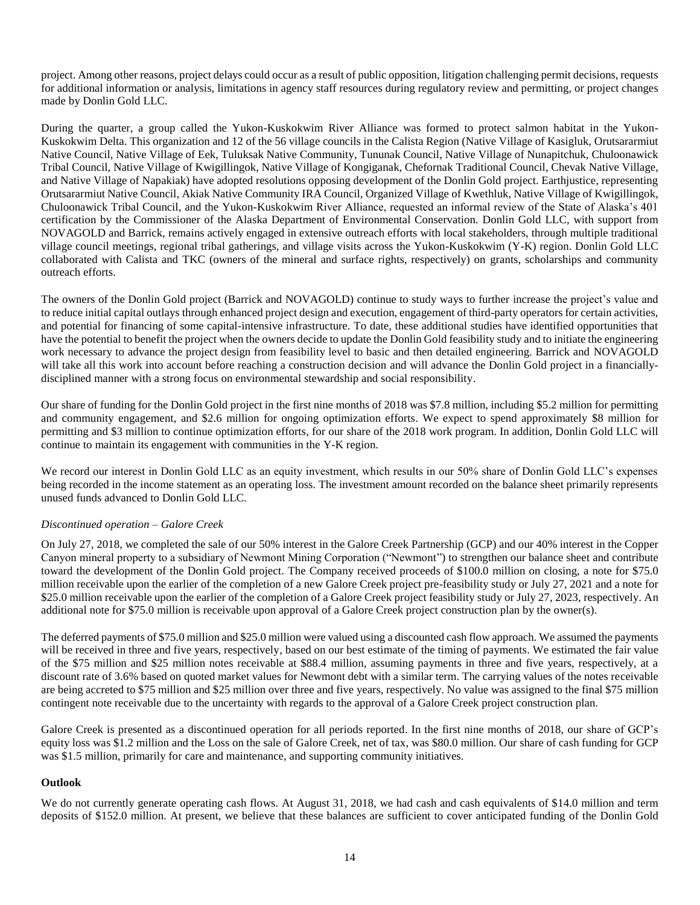project. Among other reasons, project delays could occur as a result of public opposition, litigation challenging permit decisions, requests for additional information or analysis, limitations in agency staff resources during regulatory review and permitting, or project changes made by Donlin Gold LLC.

During the quarter, a group called the Yukon-Kuskokwim River Alliance was formed to protect salmon habitat in the Yukon-Kuskokwim Delta. This organization and 12 of the 56 village councils in the Calista Region (Native Village of Kasigluk, Orutsararmiut Native Council, Native Village of Eek, Tuluksak Native Community, Tununak Council, Native Village of Nunapitchuk, Chuloonawick Tribal Council, Native Village of Kwigillingok, Native Village of Kongiganak, Chefornak Traditional Council, Chevak Native Village, and Native Village of Napakiak) have adopted resolutions opposing development of the Donlin Gold project. Earthjustice, representing Orutsararmiut Native Council, Akiak Native Community IRA Council, Organized Village of Kwethluk, Native Village of Kwigillingok, Chuloonawick Tribal Council, and the Yukon-Kuskokwim River Alliance, requested an informal review of the State of Alaska's 401 certification by the Commissioner of the Alaska Department of Environmental Conservation. Donlin Gold LLC, with support from NOVAGOLD and Barrick, remains actively engaged in extensive outreach efforts with local stakeholders, through multiple traditional village council meetings, regional tribal gatherings, and village visits across the Yukon-Kuskokwim (Y-K) region. Donlin Gold LLC collaborated with Calista and TKC (owners of the mineral and surface rights, respectively) on grants, scholarships and community outreach efforts.

The owners of the Donlin Gold project (Barrick and NOVAGOLD) continue to study ways to further increase the project's value and to reduce initial capital outlays through enhanced project design and execution, engagement of third-party operators for certain activities, and potential for financing of some capital-intensive infrastructure. To date, these additional studies have identified opportunities that have the potential to benefit the project when the owners decide to update the Donlin Gold feasibility study and to initiate the engineering work necessary to advance the project design from feasibility level to basic and then detailed engineering. Barrick and NOVAGOLD will take all this work into account before reaching a construction decision and will advance the Donlin Gold project in a financially-disciplined manner with a strong focus on environmental stewardship and social responsibility.

Our share of funding for the Donlin Gold project in the first nine months of 2018 was $7.8 million, including $5.2 million for permitting and community engagement, and $2.6 million for ongoing optimization efforts. We expect to spend approximately $8 million for permitting and $3 million to continue optimization efforts, for our share of the 2018 work program. In addition, Donlin Gold LLC will continue to maintain its engagement with communities in the Y-K region.

We record our interest in Donlin Gold LLC as an equity investment, which results in our 50% share of Donlin Gold LLC's expenses being recorded in the income statement as an operating loss. The investment amount recorded on the balance sheet primarily represents unused funds advanced to Donlin Gold LLC.

*Discontinued operation – Galore Creek*

On July 27, 2018, we completed the sale of our 50% interest in the Galore Creek Partnership (GCP) and our 40% interest in the Copper Canyon mineral property to a subsidiary of Newmont Mining Corporation ("Newmont") to strengthen our balance sheet and contribute toward the development of the Donlin Gold project. The Company received proceeds of $100.0 million on closing, a note for $75.0 million receivable upon the earlier of the completion of a new Galore Creek project pre-feasibility study or July 27, 2021 and a note for $25.0 million receivable upon the earlier of the completion of a Galore Creek project feasibility study or July 27, 2023, respectively. An additional note for $75.0 million is receivable upon approval of a Galore Creek project construction plan by the owner(s).

The deferred payments of $75.0 million and $25.0 million were valued using a discounted cash flow approach. We assumed the payments will be received in three and five years, respectively, based on our best estimate of the timing of payments. We estimated the fair value of the $75 million and $25 million notes receivable at $88.4 million, assuming payments in three and five years, respectively, at a discount rate of 3.6% based on quoted market values for Newmont debt with a similar term. The carrying values of the notes receivable are being accreted to $75 million and $25 million over three and five years, respectively. No value was assigned to the final $75 million contingent note receivable due to the uncertainty with regards to the approval of a Galore Creek project construction plan.

Galore Creek is presented as a discontinued operation for all periods reported. In the first nine months of 2018, our share of GCP's equity loss was $1.2 million and the Loss on the sale of Galore Creek, net of tax, was $80.0 million. Our share of cash funding for GCP was $1.5 million, primarily for care and maintenance, and supporting community initiatives.

**Outlook**

We do not currently generate operating cash flows. At August 31, 2018, we had cash and cash equivalents of $14.0 million and term deposits of $152.0 million. At present, we believe that these balances are sufficient to cover anticipated funding of the Donlin Gold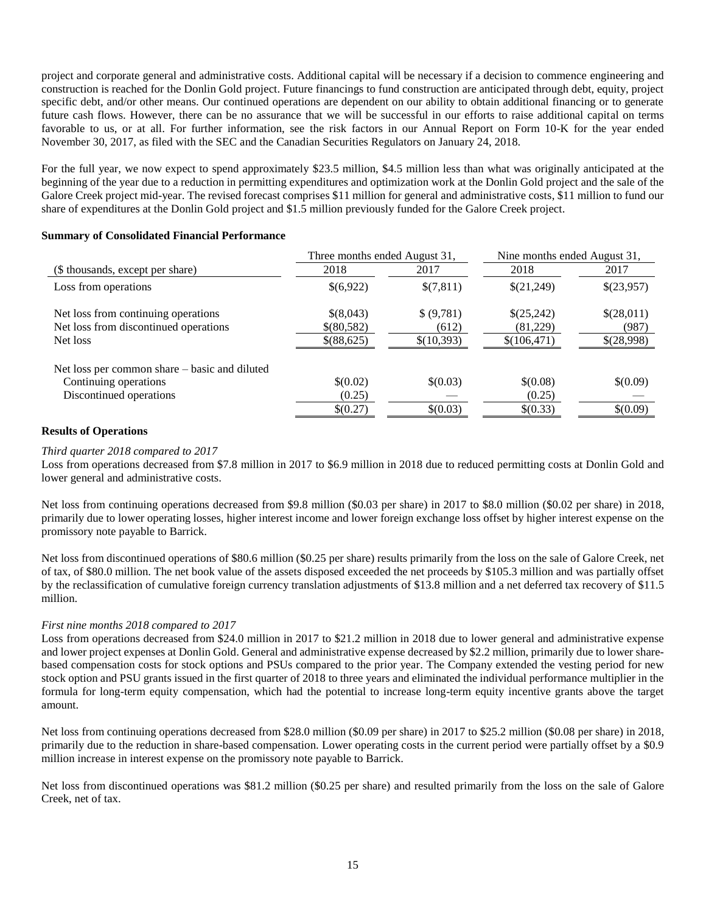project and corporate general and administrative costs. Additional capital will be necessary if a decision to commence engineering and construction is reached for the Donlin Gold project. Future financings to fund construction are anticipated through debt, equity, project specific debt, and/or other means. Our continued operations are dependent on our ability to obtain additional financing or to generate future cash flows. However, there can be no assurance that we will be successful in our efforts to raise additional capital on terms favorable to us, or at all. For further information, see the risk factors in our Annual Report on Form 10-K for the year ended November 30, 2017, as filed with the SEC and the Canadian Securities Regulators on January 24, 2018.

For the full year, we now expect to spend approximately $23.5 million, $4.5 million less than what was originally anticipated at the beginning of the year due to a reduction in permitting expenditures and optimization work at the Donlin Gold project and the sale of the Galore Creek project mid-year. The revised forecast comprises $11 million for general and administrative costs, $11 million to fund our share of expenditures at the Donlin Gold project and $1.5 million previously funded for the Galore Creek project.

**Summary of Consolidated Financial Performance**

| | Three months ended August 31, | | Nine months ended August 31, | |
|---|---|---|---|---|
| ($ thousands, except per share) | 2018 | 2017 | 2018 | 2017 |
| Loss from operations | $(6,922) | $(7,811) | $(21,249) | $(23,957) |
| Net loss from continuing operations | $(8,043) | $ (9,781) | $(25,242) | $(28,011) |
| Net loss from discontinued operations | $(80,582) | (612) | (81,229) | (987) |
| Net loss | $(88,625) | $(10,393) | $(106,471) | $(28,998) |
| Net loss per common share – basic and diluted | | | | |
| Continuing operations | $(0.02) | $(0.03) | $(0.08) | $(0.09) |
| Discontinued operations | (0.25) | — | (0.25) | — |
| | $(0.27) | $(0.03) | $(0.33) | $(0.09) |

**Results of Operations**

*Third quarter 2018 compared to 2017*

Loss from operations decreased from $7.8 million in 2017 to $6.9 million in 2018 due to reduced permitting costs at Donlin Gold and lower general and administrative costs.

Net loss from continuing operations decreased from $9.8 million ($0.03 per share) in 2017 to $8.0 million ($0.02 per share) in 2018, primarily due to lower operating losses, higher interest income and lower foreign exchange loss offset by higher interest expense on the promissory note payable to Barrick.

Net loss from discontinued operations of $80.6 million ($0.25 per share) results primarily from the loss on the sale of Galore Creek, net of tax, of $80.0 million. The net book value of the assets disposed exceeded the net proceeds by $105.3 million and was partially offset by the reclassification of cumulative foreign currency translation adjustments of $13.8 million and a net deferred tax recovery of $11.5 million.

*First nine months 2018 compared to 2017*

Loss from operations decreased from $24.0 million in 2017 to $21.2 million in 2018 due to lower general and administrative expense and lower project expenses at Donlin Gold. General and administrative expense decreased by $2.2 million, primarily due to lower share-based compensation costs for stock options and PSUs compared to the prior year. The Company extended the vesting period for new stock option and PSU grants issued in the first quarter of 2018 to three years and eliminated the individual performance multiplier in the formula for long-term equity compensation, which had the potential to increase long-term equity incentive grants above the target amount.

Net loss from continuing operations decreased from $28.0 million ($0.09 per share) in 2017 to $25.2 million ($0.08 per share) in 2018, primarily due to the reduction in share-based compensation. Lower operating costs in the current period were partially offset by a $0.9 million increase in interest expense on the promissory note payable to Barrick.

Net loss from discontinued operations was $81.2 million ($0.25 per share) and resulted primarily from the loss on the sale of Galore Creek, net of tax.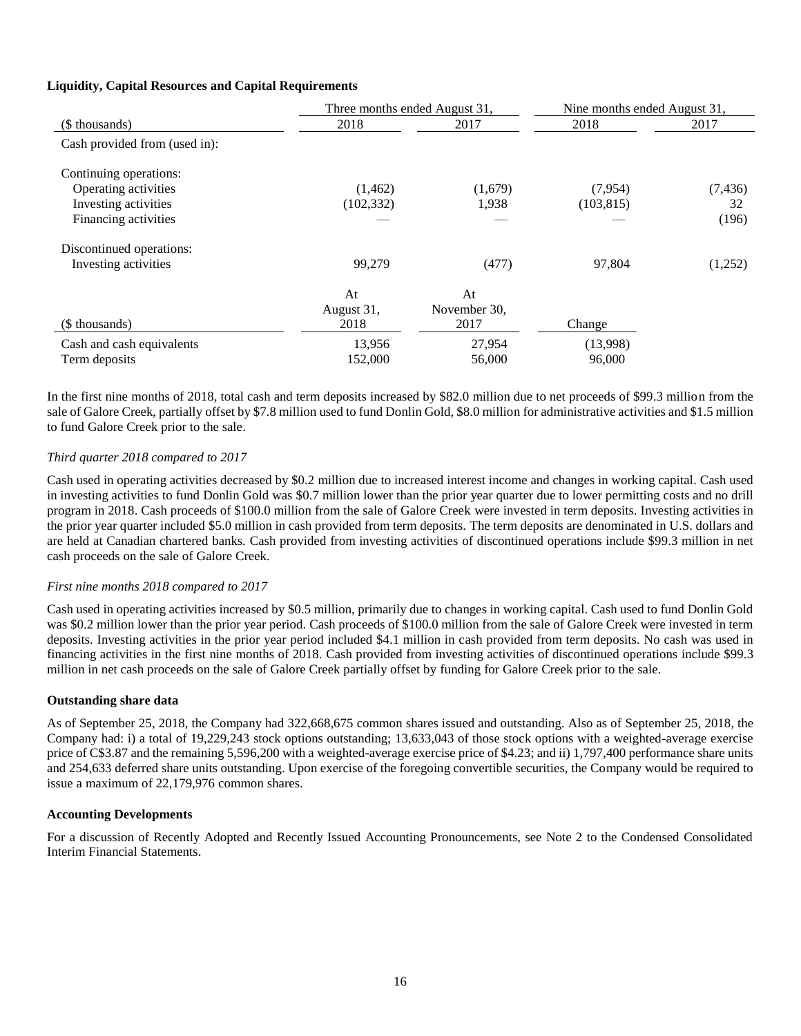**Liquidity, Capital Resources and Capital Requirements**

| | Three months ended August 31, | | Nine months ended August 31, | |
|---|---|---|---|---|
| ($ thousands) | 2018 | 2017 | 2018 | 2017 |
| Cash provided from (used in): | | | | |
| Continuing operations: | | | | |
| Operating activities | (1,462) | (1,679) | (7,954) | (7,436) |
| Investing activities | (102,332) | 1,938 | (103,815) | 32 |
| Financing activities | — | — | — | (196) |
| Discontinued operations: | | | | |
| Investing activities | 99,279 | (477) | 97,804 | (1,252) |

| ($ thousands) | At August 31, 2018 | At November 30, 2017 | Change |
|---|---|---|---|
| Cash and cash equivalents | 13,956 | 27,954 | (13,998) |
| Term deposits | 152,000 | 56,000 | 96,000 |

In the first nine months of 2018, total cash and term deposits increased by $82.0 million due to net proceeds of $99.3 million from the sale of Galore Creek, partially offset by $7.8 million used to fund Donlin Gold, $8.0 million for administrative activities and $1.5 million to fund Galore Creek prior to the sale.

*Third quarter 2018 compared to 2017*

Cash used in operating activities decreased by $0.2 million due to increased interest income and changes in working capital. Cash used in investing activities to fund Donlin Gold was $0.7 million lower than the prior year quarter due to lower permitting costs and no drill program in 2018. Cash proceeds of $100.0 million from the sale of Galore Creek were invested in term deposits. Investing activities in the prior year quarter included $5.0 million in cash provided from term deposits. The term deposits are denominated in U.S. dollars and are held at Canadian chartered banks. Cash provided from investing activities of discontinued operations include $99.3 million in net cash proceeds on the sale of Galore Creek.

*First nine months 2018 compared to 2017*

Cash used in operating activities increased by $0.5 million, primarily due to changes in working capital. Cash used to fund Donlin Gold was $0.2 million lower than the prior year period. Cash proceeds of $100.0 million from the sale of Galore Creek were invested in term deposits. Investing activities in the prior year period included $4.1 million in cash provided from term deposits. No cash was used in financing activities in the first nine months of 2018. Cash provided from investing activities of discontinued operations include $99.3 million in net cash proceeds on the sale of Galore Creek partially offset by funding for Galore Creek prior to the sale.

**Outstanding share data**

As of September 25, 2018, the Company had 322,668,675 common shares issued and outstanding. Also as of September 25, 2018, the Company had: i) a total of 19,229,243 stock options outstanding; 13,633,043 of those stock options with a weighted-average exercise price of C$3.87 and the remaining 5,596,200 with a weighted-average exercise price of $4.23; and ii) 1,797,400 performance share units and 254,633 deferred share units outstanding. Upon exercise of the foregoing convertible securities, the Company would be required to issue a maximum of 22,179,976 common shares.

**Accounting Developments**

For a discussion of Recently Adopted and Recently Issued Accounting Pronouncements, see Note 2 to the Condensed Consolidated Interim Financial Statements.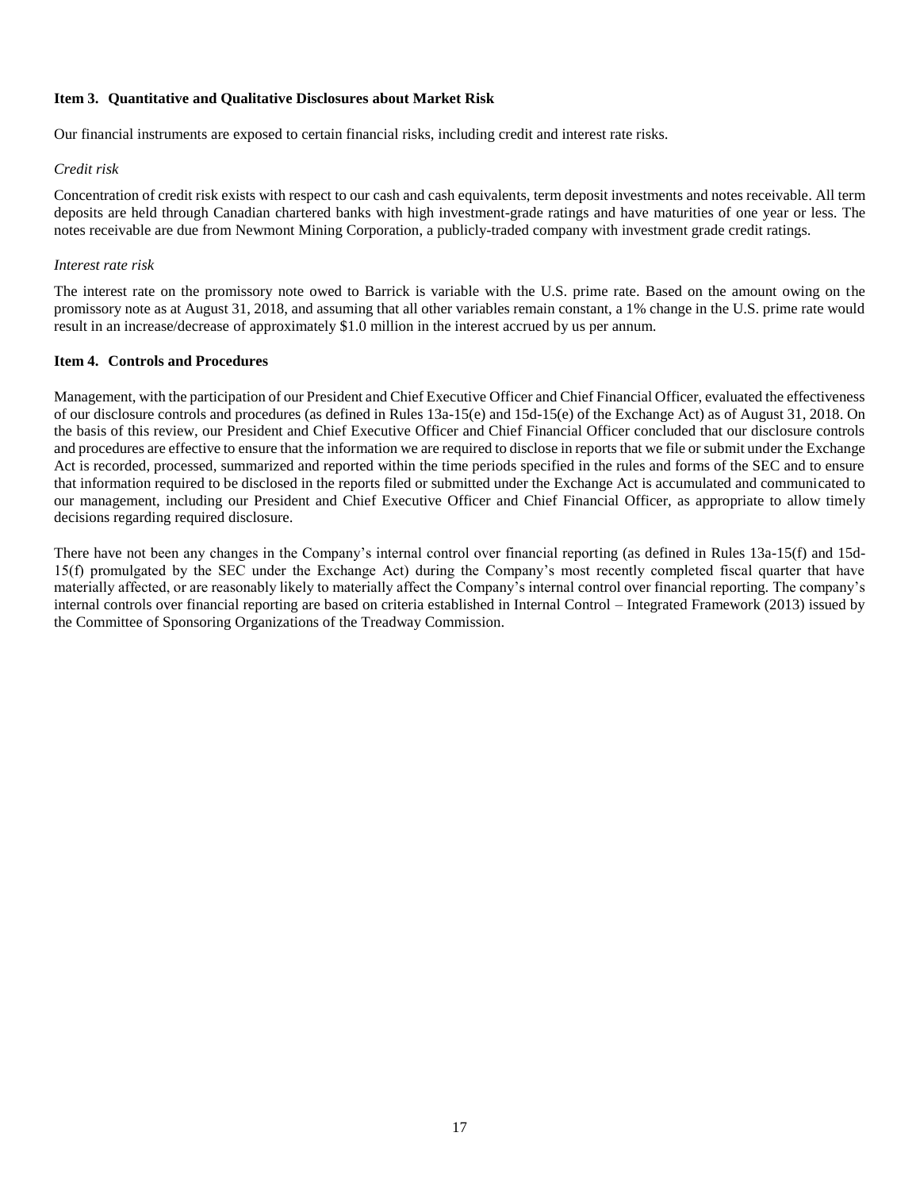**Item 3. Quantitative and Qualitative Disclosures about Market Risk**

Our financial instruments are exposed to certain financial risks, including credit and interest rate risks.

*Credit risk*

Concentration of credit risk exists with respect to our cash and cash equivalents, term deposit investments and notes receivable. All term deposits are held through Canadian chartered banks with high investment-grade ratings and have maturities of one year or less. The notes receivable are due from Newmont Mining Corporation, a publicly-traded company with investment grade credit ratings.

*Interest rate risk*

The interest rate on the promissory note owed to Barrick is variable with the U.S. prime rate. Based on the amount owing on the promissory note as at August 31, 2018, and assuming that all other variables remain constant, a 1% change in the U.S. prime rate would result in an increase/decrease of approximately $1.0 million in the interest accrued by us per annum.

**Item 4. Controls and Procedures**

Management, with the participation of our President and Chief Executive Officer and Chief Financial Officer, evaluated the effectiveness of our disclosure controls and procedures (as defined in Rules 13a-15(e) and 15d-15(e) of the Exchange Act) as of August 31, 2018. On the basis of this review, our President and Chief Executive Officer and Chief Financial Officer concluded that our disclosure controls and procedures are effective to ensure that the information we are required to disclose in reports that we file or submit under the Exchange Act is recorded, processed, summarized and reported within the time periods specified in the rules and forms of the SEC and to ensure that information required to be disclosed in the reports filed or submitted under the Exchange Act is accumulated and communicated to our management, including our President and Chief Executive Officer and Chief Financial Officer, as appropriate to allow timely decisions regarding required disclosure.

There have not been any changes in the Company's internal control over financial reporting (as defined in Rules 13a-15(f) and 15d-15(f) promulgated by the SEC under the Exchange Act) during the Company's most recently completed fiscal quarter that have materially affected, or are reasonably likely to materially affect the Company's internal control over financial reporting. The company's internal controls over financial reporting are based on criteria established in Internal Control – Integrated Framework (2013) issued by the Committee of Sponsoring Organizations of the Treadway Commission.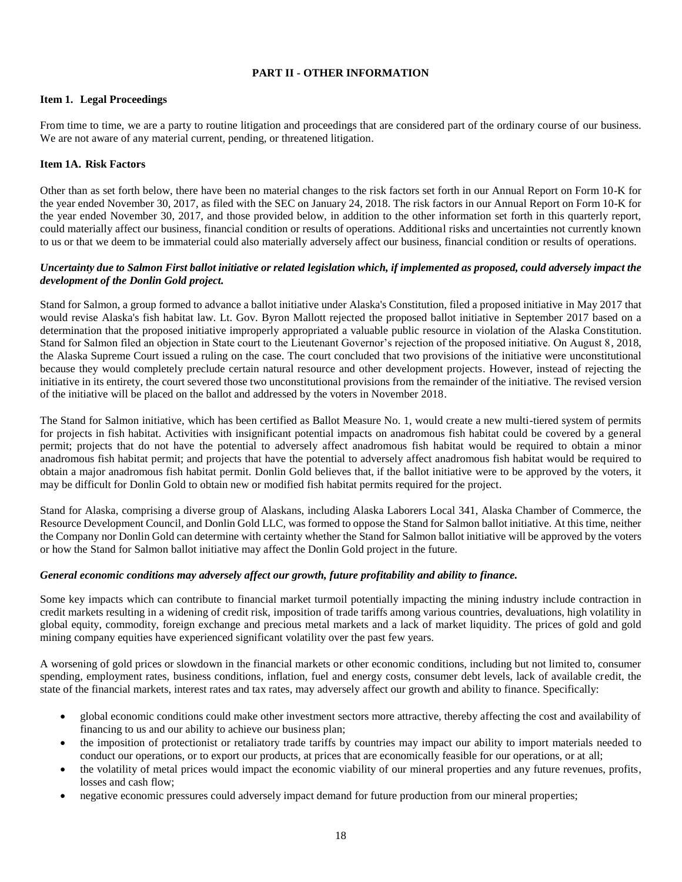## PART II - OTHER INFORMATION

### Item 1. Legal Proceedings

From time to time, we are a party to routine litigation and proceedings that are considered part of the ordinary course of our business. We are not aware of any material current, pending, or threatened litigation.

### Item 1A. Risk Factors

Other than as set forth below, there have been no material changes to the risk factors set forth in our Annual Report on Form 10-K for the year ended November 30, 2017, as filed with the SEC on January 24, 2018. The risk factors in our Annual Report on Form 10-K for the year ended November 30, 2017, and those provided below, in addition to the other information set forth in this quarterly report, could materially affect our business, financial condition or results of operations. Additional risks and uncertainties not currently known to us or that we deem to be immaterial could also materially adversely affect our business, financial condition or results of operations.

***Uncertainty due to Salmon First ballot initiative or related legislation which, if implemented as proposed, could adversely impact the development of the Donlin Gold project.***

Stand for Salmon, a group formed to advance a ballot initiative under Alaska's Constitution, filed a proposed initiative in May 2017 that would revise Alaska's fish habitat law. Lt. Gov. Byron Mallott rejected the proposed ballot initiative in September 2017 based on a determination that the proposed initiative improperly appropriated a valuable public resource in violation of the Alaska Constitution. Stand for Salmon filed an objection in State court to the Lieutenant Governor's rejection of the proposed initiative. On August 8, 2018, the Alaska Supreme Court issued a ruling on the case. The court concluded that two provisions of the initiative were unconstitutional because they would completely preclude certain natural resource and other development projects. However, instead of rejecting the initiative in its entirety, the court severed those two unconstitutional provisions from the remainder of the initiative. The revised version of the initiative will be placed on the ballot and addressed by the voters in November 2018.

The Stand for Salmon initiative, which has been certified as Ballot Measure No. 1, would create a new multi-tiered system of permits for projects in fish habitat. Activities with insignificant potential impacts on anadromous fish habitat could be covered by a general permit; projects that do not have the potential to adversely affect anadromous fish habitat would be required to obtain a minor anadromous fish habitat permit; and projects that have the potential to adversely affect anadromous fish habitat would be required to obtain a major anadromous fish habitat permit. Donlin Gold believes that, if the ballot initiative were to be approved by the voters, it may be difficult for Donlin Gold to obtain new or modified fish habitat permits required for the project.

Stand for Alaska, comprising a diverse group of Alaskans, including Alaska Laborers Local 341, Alaska Chamber of Commerce, the Resource Development Council, and Donlin Gold LLC, was formed to oppose the Stand for Salmon ballot initiative. At this time, neither the Company nor Donlin Gold can determine with certainty whether the Stand for Salmon ballot initiative will be approved by the voters or how the Stand for Salmon ballot initiative may affect the Donlin Gold project in the future.

***General economic conditions may adversely affect our growth, future profitability and ability to finance.***

Some key impacts which can contribute to financial market turmoil potentially impacting the mining industry include contraction in credit markets resulting in a widening of credit risk, imposition of trade tariffs among various countries, devaluations, high volatility in global equity, commodity, foreign exchange and precious metal markets and a lack of market liquidity. The prices of gold and gold mining company equities have experienced significant volatility over the past few years.

A worsening of gold prices or slowdown in the financial markets or other economic conditions, including but not limited to, consumer spending, employment rates, business conditions, inflation, fuel and energy costs, consumer debt levels, lack of available credit, the state of the financial markets, interest rates and tax rates, may adversely affect our growth and ability to finance. Specifically:

- global economic conditions could make other investment sectors more attractive, thereby affecting the cost and availability of financing to us and our ability to achieve our business plan;
- the imposition of protectionist or retaliatory trade tariffs by countries may impact our ability to import materials needed to conduct our operations, or to export our products, at prices that are economically feasible for our operations, or at all;
- the volatility of metal prices would impact the economic viability of our mineral properties and any future revenues, profits, losses and cash flow;
- negative economic pressures could adversely impact demand for future production from our mineral properties;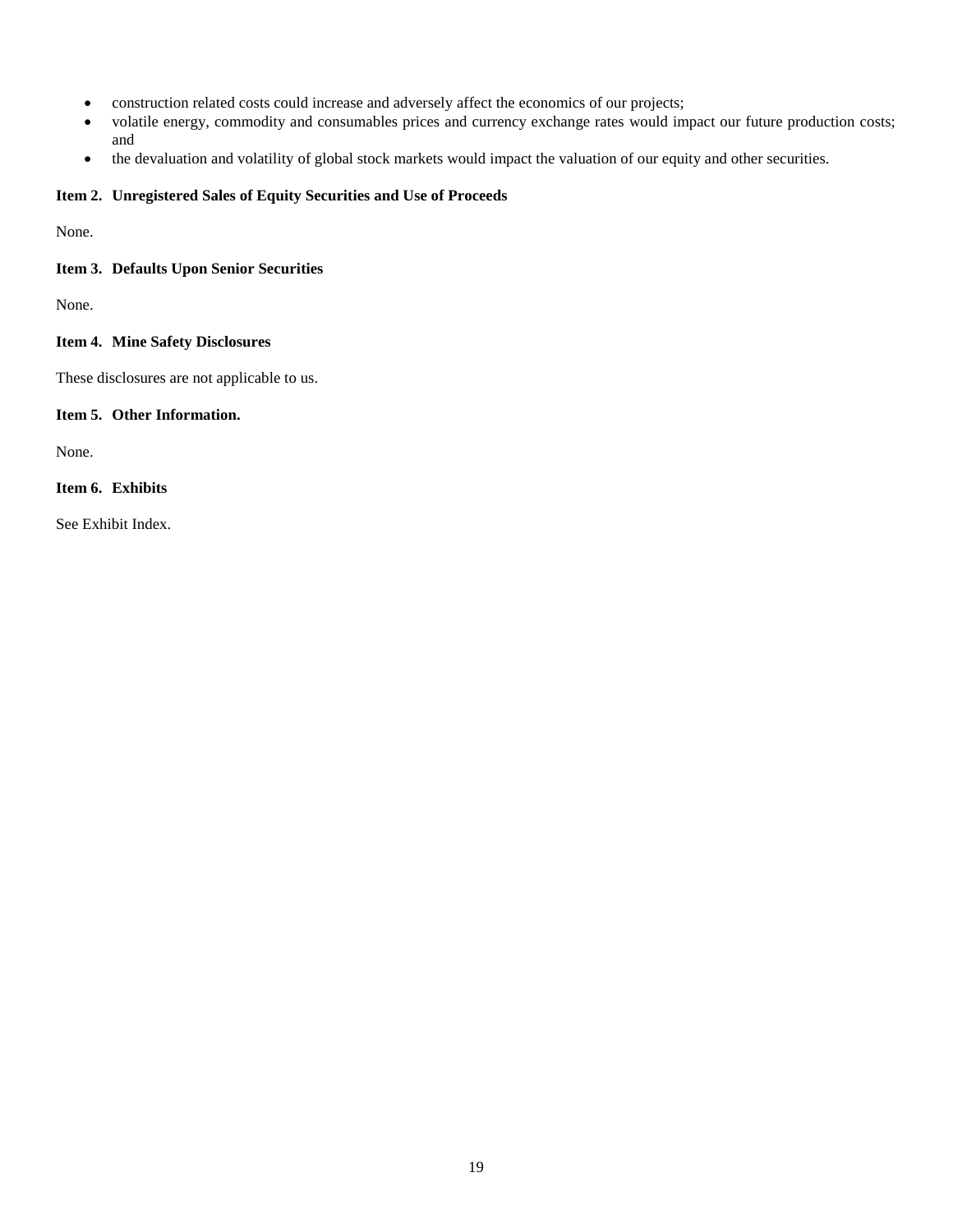- construction related costs could increase and adversely affect the economics of our projects;
- volatile energy, commodity and consumables prices and currency exchange rates would impact our future production costs; and
- the devaluation and volatility of global stock markets would impact the valuation of our equity and other securities.

**Item 2. Unregistered Sales of Equity Securities and Use of Proceeds**

None.

**Item 3. Defaults Upon Senior Securities**

None.

**Item 4. Mine Safety Disclosures**

These disclosures are not applicable to us.

**Item 5. Other Information.**

None.

**Item 6. Exhibits**

See Exhibit Index.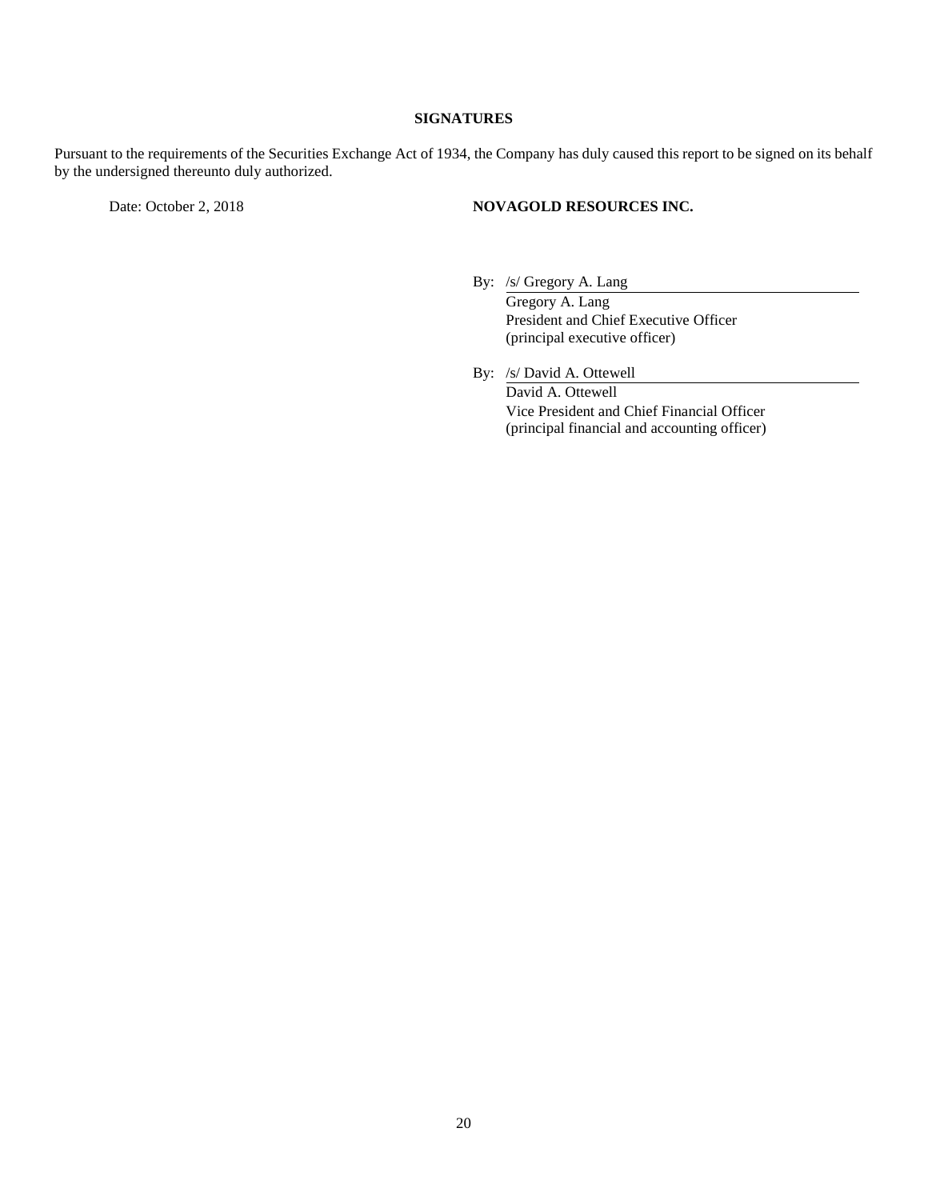## SIGNATURES

Pursuant to the requirements of the Securities Exchange Act of 1934, the Company has duly caused this report to be signed on its behalf by the undersigned thereunto duly authorized.

Date: October 2, 2018

**NOVAGOLD RESOURCES INC.**

By: /s/ Gregory A. Lang
Gregory A. Lang
President and Chief Executive Officer
(principal executive officer)

By: /s/ David A. Ottewell
David A. Ottewell
Vice President and Chief Financial Officer
(principal financial and accounting officer)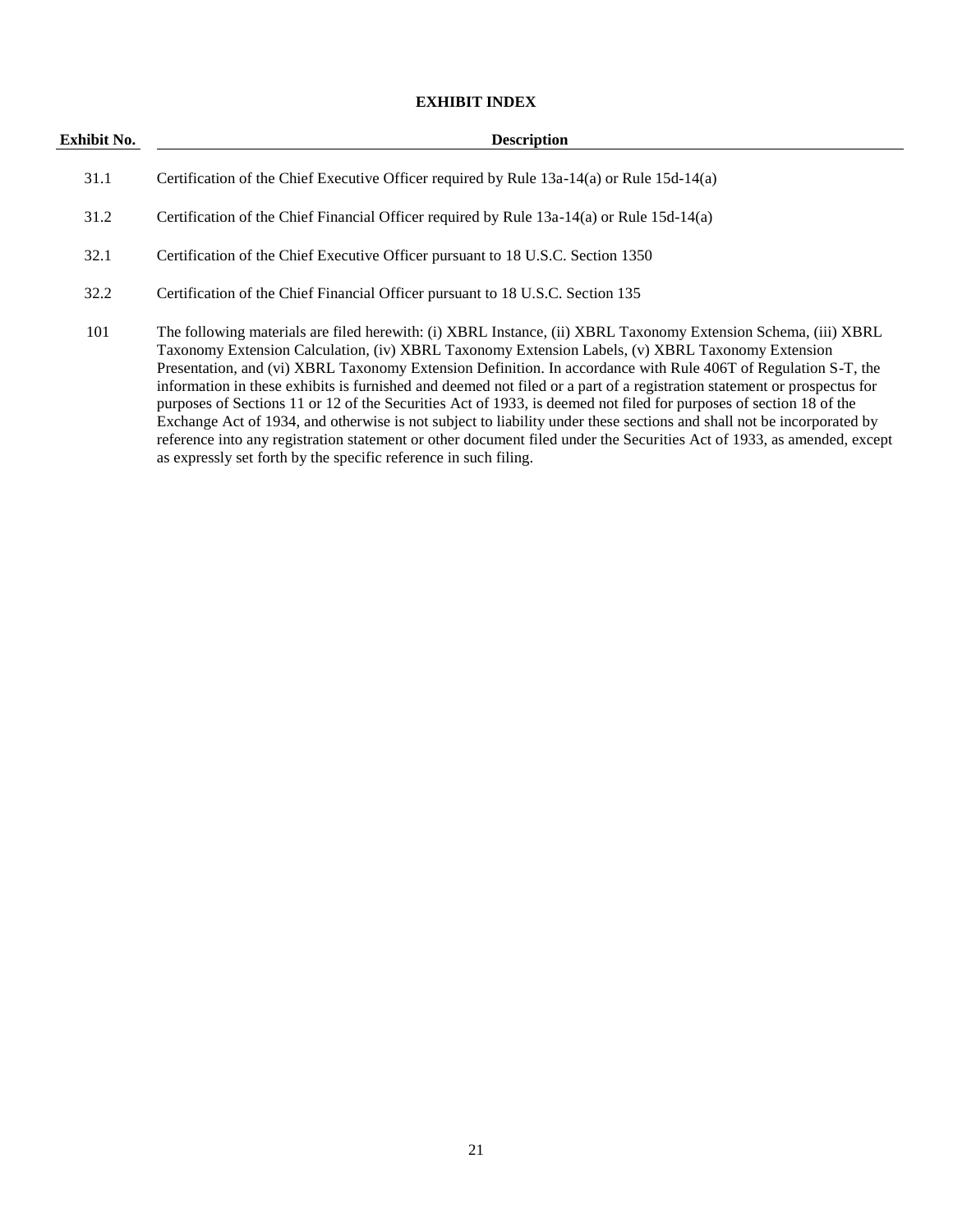**EXHIBIT INDEX**

| Exhibit No. | Description |
| --- | --- |
| 31.1 | Certification of the Chief Executive Officer required by Rule 13a-14(a) or Rule 15d-14(a) |
| 31.2 | Certification of the Chief Financial Officer required by Rule 13a-14(a) or Rule 15d-14(a) |
| 32.1 | Certification of the Chief Executive Officer pursuant to 18 U.S.C. Section 1350 |
| 32.2 | Certification of the Chief Financial Officer pursuant to 18 U.S.C. Section 135 |
| 101 | The following materials are filed herewith: (i) XBRL Instance, (ii) XBRL Taxonomy Extension Schema, (iii) XBRL Taxonomy Extension Calculation, (iv) XBRL Taxonomy Extension Labels, (v) XBRL Taxonomy Extension Presentation, and (vi) XBRL Taxonomy Extension Definition. In accordance with Rule 406T of Regulation S-T, the information in these exhibits is furnished and deemed not filed or a part of a registration statement or prospectus for purposes of Sections 11 or 12 of the Securities Act of 1933, is deemed not filed for purposes of section 18 of the Exchange Act of 1934, and otherwise is not subject to liability under these sections and shall not be incorporated by reference into any registration statement or other document filed under the Securities Act of 1933, as amended, except as expressly set forth by the specific reference in such filing. |